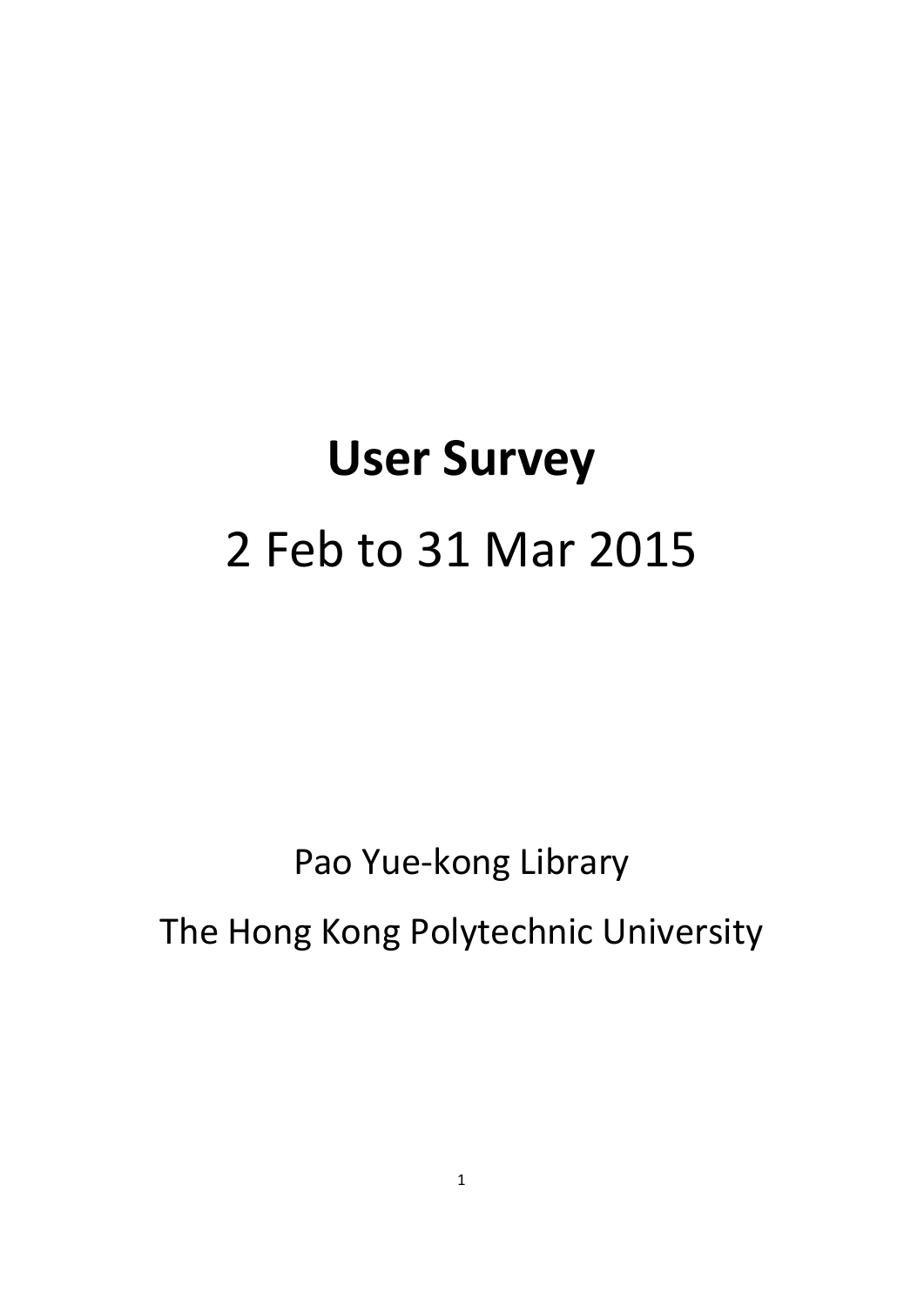# User Survey

## 2 Feb to 31 Mar 2015

Pao Yue-kong Library

The Hong Kong Polytechnic University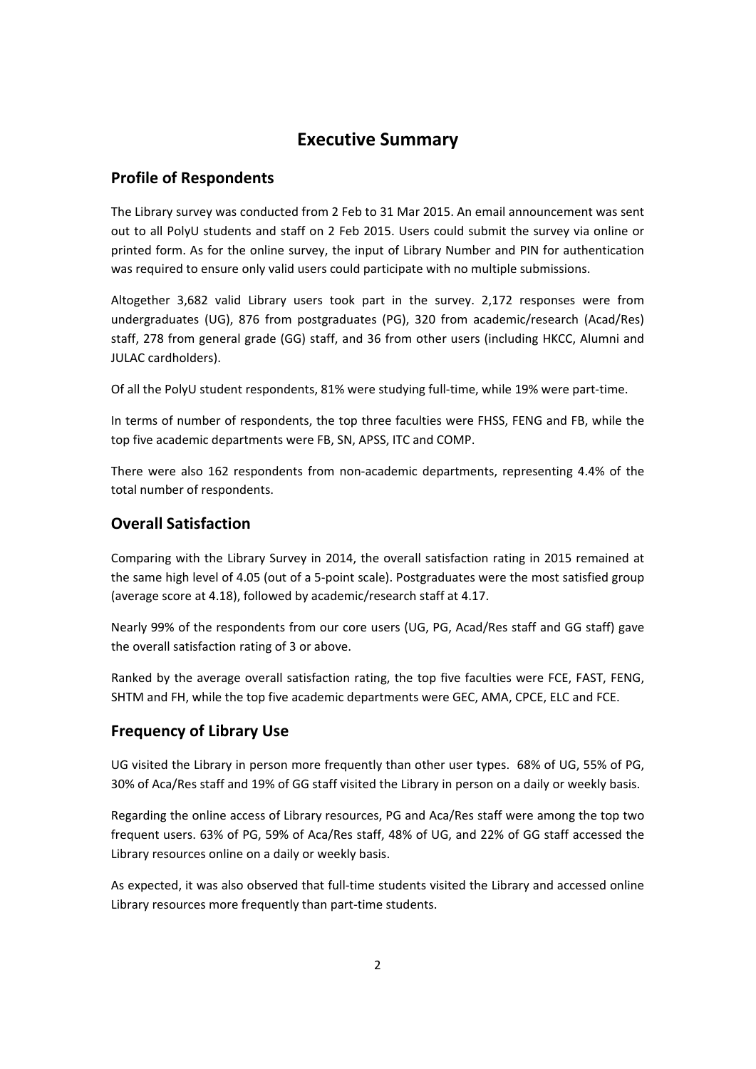# Executive Summary

## Profile of Respondents

The Library survey was conducted from 2 Feb to 31 Mar 2015. An email announcement was sent out to all PolyU students and staff on 2 Feb 2015. Users could submit the survey via online or printed form. As for the online survey, the input of Library Number and PIN for authentication was required to ensure only valid users could participate with no multiple submissions.

Altogether 3,682 valid Library users took part in the survey. 2,172 responses were from undergraduates (UG), 876 from postgraduates (PG), 320 from academic/research (Acad/Res) staff, 278 from general grade (GG) staff, and 36 from other users (including HKCC, Alumni and JULAC cardholders).

Of all the PolyU student respondents, 81% were studying full-time, while 19% were part-time.

In terms of number of respondents, the top three faculties were FHSS, FENG and FB, while the top five academic departments were FB, SN, APSS, ITC and COMP.

There were also 162 respondents from non-academic departments, representing 4.4% of the total number of respondents.

## Overall Satisfaction

Comparing with the Library Survey in 2014, the overall satisfaction rating in 2015 remained at the same high level of 4.05 (out of a 5-point scale). Postgraduates were the most satisfied group (average score at 4.18), followed by academic/research staff at 4.17.

Nearly 99% of the respondents from our core users (UG, PG, Acad/Res staff and GG staff) gave the overall satisfaction rating of 3 or above.

Ranked by the average overall satisfaction rating, the top five faculties were FCE, FAST, FENG, SHTM and FH, while the top five academic departments were GEC, AMA, CPCE, ELC and FCE.

## Frequency of Library Use

UG visited the Library in person more frequently than other user types. 68% of UG, 55% of PG, 30% of Aca/Res staff and 19% of GG staff visited the Library in person on a daily or weekly basis.

Regarding the online access of Library resources, PG and Aca/Res staff were among the top two frequent users. 63% of PG, 59% of Aca/Res staff, 48% of UG, and 22% of GG staff accessed the Library resources online on a daily or weekly basis.

As expected, it was also observed that full-time students visited the Library and accessed online Library resources more frequently than part-time students.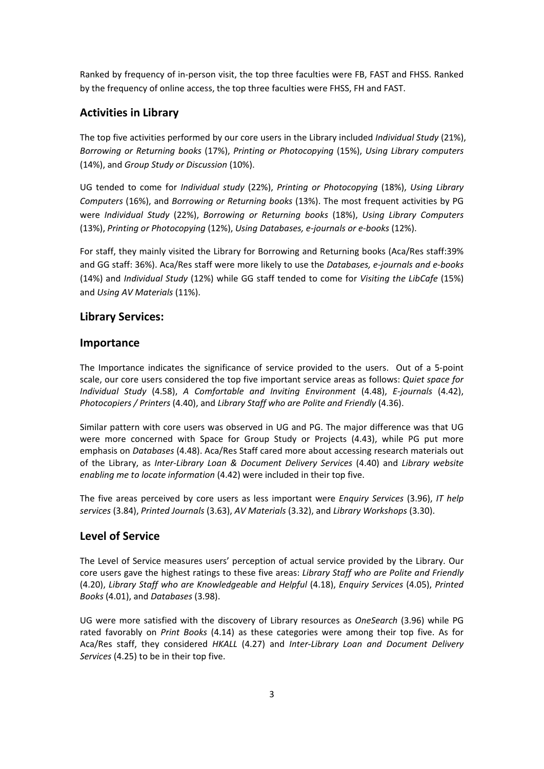Ranked by frequency of in-person visit, the top three faculties were FB, FAST and FHSS. Ranked by the frequency of online access, the top three faculties were FHSS, FH and FAST.

## Activities in Library

The top five activities performed by our core users in the Library included *Individual Study* (21%), *Borrowing or Returning books* (17%), *Printing or Photocopying* (15%), *Using Library computers* (14%), and *Group Study or Discussion* (10%).

UG tended to come for *Individual study* (22%), *Printing or Photocopying* (18%), *Using Library Computers* (16%), and *Borrowing or Returning books* (13%). The most frequent activities by PG were *Individual Study* (22%), *Borrowing or Returning books* (18%), *Using Library Computers* (13%), *Printing or Photocopying* (12%), *Using Databases, e-journals or e-books* (12%).

For staff, they mainly visited the Library for Borrowing and Returning books (Aca/Res staff:39% and GG staff: 36%). Aca/Res staff were more likely to use the *Databases, e-journals and e-books* (14%) and *Individual Study* (12%) while GG staff tended to come for *Visiting the LibCafe* (15%) and *Using AV Materials* (11%).

## Library Services:

## Importance

The Importance indicates the significance of service provided to the users. Out of a 5-point scale, our core users considered the top five important service areas as follows: *Quiet space for Individual Study* (4.58), *A Comfortable and Inviting Environment* (4.48), *E-journals* (4.42), *Photocopiers / Printers* (4.40), and *Library Staff who are Polite and Friendly* (4.36).

Similar pattern with core users was observed in UG and PG. The major difference was that UG were more concerned with Space for Group Study or Projects (4.43), while PG put more emphasis on *Databases* (4.48). Aca/Res Staff cared more about accessing research materials out of the Library, as *Inter-Library Loan & Document Delivery Services* (4.40) and *Library website enabling me to locate information* (4.42) were included in their top five.

The five areas perceived by core users as less important were *Enquiry Services* (3.96), *IT help services* (3.84), *Printed Journals* (3.63), *AV Materials* (3.32), and *Library Workshops* (3.30).

## Level of Service

The Level of Service measures users' perception of actual service provided by the Library. Our core users gave the highest ratings to these five areas: *Library Staff who are Polite and Friendly* (4.20), *Library Staff who are Knowledgeable and Helpful* (4.18), *Enquiry Services* (4.05), *Printed Books* (4.01), and *Databases* (3.98).

UG were more satisfied with the discovery of Library resources as *OneSearch* (3.96) while PG rated favorably on *Print Books* (4.14) as these categories were among their top five. As for Aca/Res staff, they considered *HKALL* (4.27) and *Inter-Library Loan and Document Delivery Services* (4.25) to be in their top five.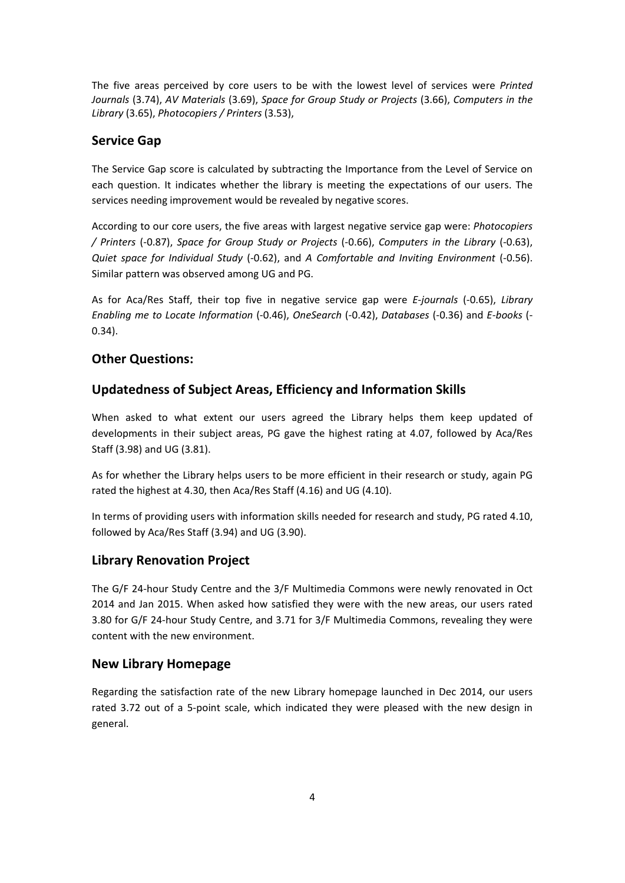The five areas perceived by core users to be with the lowest level of services were *Printed Journals* (3.74), *AV Materials* (3.69), *Space for Group Study or Projects* (3.66), *Computers in the Library* (3.65), *Photocopiers / Printers* (3.53),

## Service Gap

The Service Gap score is calculated by subtracting the Importance from the Level of Service on each question. It indicates whether the library is meeting the expectations of our users. The services needing improvement would be revealed by negative scores.

According to our core users, the five areas with largest negative service gap were: *Photocopiers / Printers* (-0.87), *Space for Group Study or Projects* (-0.66), *Computers in the Library* (-0.63), *Quiet space for Individual Study* (-0.62), and *A Comfortable and Inviting Environment* (-0.56). Similar pattern was observed among UG and PG.

As for Aca/Res Staff, their top five in negative service gap were *E-journals* (-0.65), *Library Enabling me to Locate Information* (-0.46), *OneSearch* (-0.42), *Databases* (-0.36) and *E-books* (-0.34).

## Other Questions:

## Updatedness of Subject Areas, Efficiency and Information Skills

When asked to what extent our users agreed the Library helps them keep updated of developments in their subject areas, PG gave the highest rating at 4.07, followed by Aca/Res Staff (3.98) and UG (3.81).

As for whether the Library helps users to be more efficient in their research or study, again PG rated the highest at 4.30, then Aca/Res Staff (4.16) and UG (4.10).

In terms of providing users with information skills needed for research and study, PG rated 4.10, followed by Aca/Res Staff (3.94) and UG (3.90).

## Library Renovation Project

The G/F 24-hour Study Centre and the 3/F Multimedia Commons were newly renovated in Oct 2014 and Jan 2015. When asked how satisfied they were with the new areas, our users rated 3.80 for G/F 24-hour Study Centre, and 3.71 for 3/F Multimedia Commons, revealing they were content with the new environment.

## New Library Homepage

Regarding the satisfaction rate of the new Library homepage launched in Dec 2014, our users rated 3.72 out of a 5-point scale, which indicated they were pleased with the new design in general.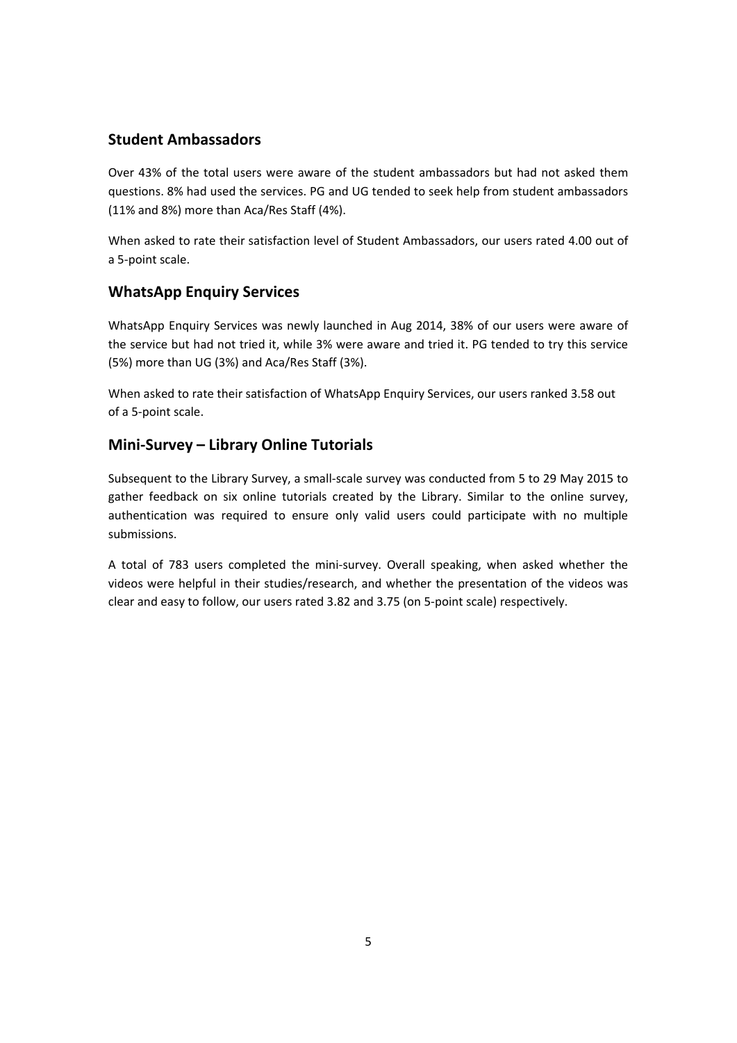## Student Ambassadors

Over 43% of the total users were aware of the student ambassadors but had not asked them questions. 8% had used the services. PG and UG tended to seek help from student ambassadors (11% and 8%) more than Aca/Res Staff (4%).

When asked to rate their satisfaction level of Student Ambassadors, our users rated 4.00 out of a 5-point scale.

## WhatsApp Enquiry Services

WhatsApp Enquiry Services was newly launched in Aug 2014, 38% of our users were aware of the service but had not tried it, while 3% were aware and tried it. PG tended to try this service (5%) more than UG (3%) and Aca/Res Staff (3%).

When asked to rate their satisfaction of WhatsApp Enquiry Services, our users ranked 3.58 out of a 5-point scale.

## Mini-Survey – Library Online Tutorials

Subsequent to the Library Survey, a small-scale survey was conducted from 5 to 29 May 2015 to gather feedback on six online tutorials created by the Library. Similar to the online survey, authentication was required to ensure only valid users could participate with no multiple submissions.

A total of 783 users completed the mini-survey. Overall speaking, when asked whether the videos were helpful in their studies/research, and whether the presentation of the videos was clear and easy to follow, our users rated 3.82 and 3.75 (on 5-point scale) respectively.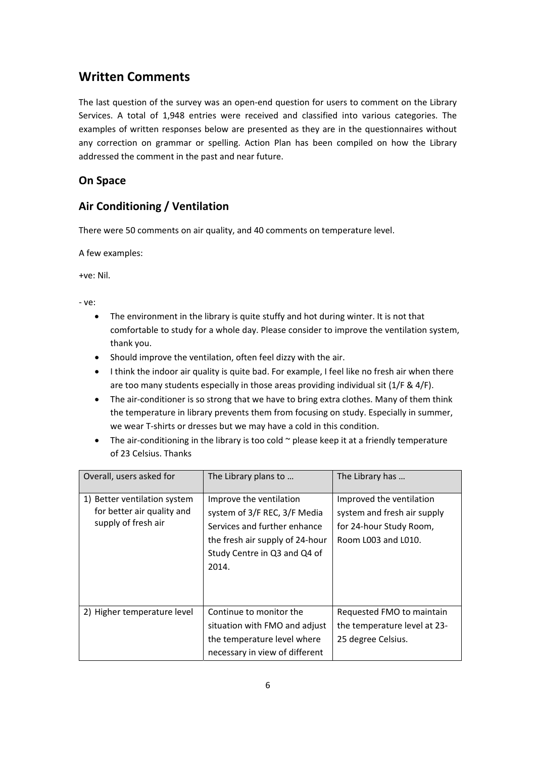## Written Comments

The last question of the survey was an open-end question for users to comment on the Library Services. A total of 1,948 entries were received and classified into various categories. The examples of written responses below are presented as they are in the questionnaires without any correction on grammar or spelling. Action Plan has been compiled on how the Library addressed the comment in the past and near future.

## On Space

## Air Conditioning / Ventilation

There were 50 comments on air quality, and 40 comments on temperature level.

A few examples:

+ve: Nil.

- ve:

- The environment in the library is quite stuffy and hot during winter. It is not that comfortable to study for a whole day. Please consider to improve the ventilation system, thank you.
- Should improve the ventilation, often feel dizzy with the air.
- I think the indoor air quality is quite bad. For example, I feel like no fresh air when there are too many students especially in those areas providing individual sit (1/F & 4/F).
- The air-conditioner is so strong that we have to bring extra clothes. Many of them think the temperature in library prevents them from focusing on study. Especially in summer, we wear T-shirts or dresses but we may have a cold in this condition.
- The air-conditioning in the library is too cold ~ please keep it at a friendly temperature of 23 Celsius. Thanks

| Overall, users asked for | The Library plans to … | The Library has … |
|---|---|---|
| 1) Better ventilation system for better air quality and supply of fresh air | Improve the ventilation system of 3/F REC, 3/F Media Services and further enhance the fresh air supply of 24-hour Study Centre in Q3 and Q4 of 2014. | Improved the ventilation system and fresh air supply for 24-hour Study Room, Room L003 and L010. |
| 2) Higher temperature level | Continue to monitor the situation with FMO and adjust the temperature level where necessary in view of different | Requested FMO to maintain the temperature level at 23-25 degree Celsius. |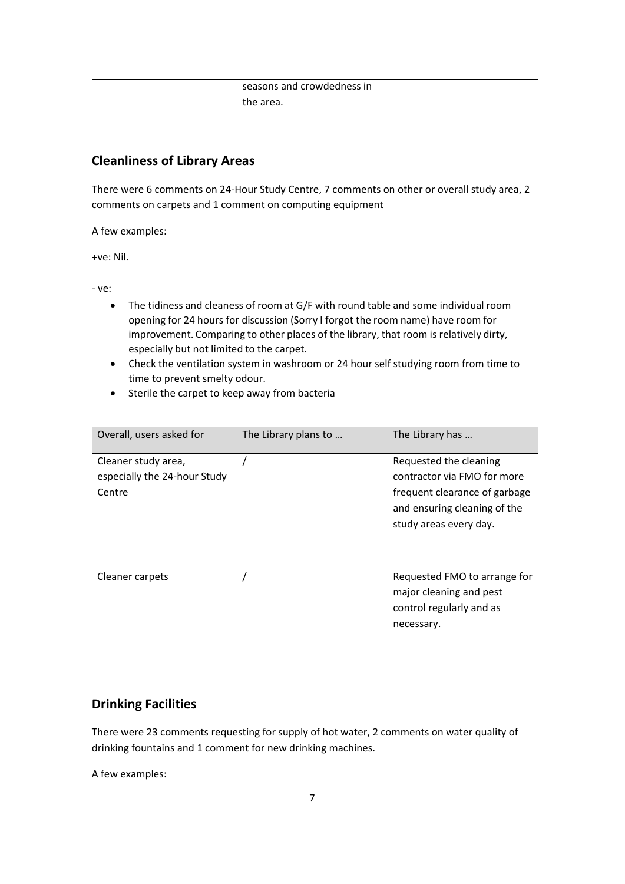| | seasons and crowdedness in the area. | |
|---|---|---|

## Cleanliness of Library Areas

There were 6 comments on 24-Hour Study Centre, 7 comments on other or overall study area, 2 comments on carpets and 1 comment on computing equipment

A few examples:

+ve: Nil.

- ve:

- The tidiness and cleaness of room at G/F with round table and some individual room opening for 24 hours for discussion (Sorry I forgot the room name) have room for improvement. Comparing to other places of the library, that room is relatively dirty, especially but not limited to the carpet.
- Check the ventilation system in washroom or 24 hour self studying room from time to time to prevent smelty odour.
- Sterile the carpet to keep away from bacteria

| Overall, users asked for | The Library plans to … | The Library has … |
|---|---|---|
| Cleaner study area, especially the 24-hour Study Centre | / | Requested the cleaning contractor via FMO for more frequent clearance of garbage and ensuring cleaning of the study areas every day. |
| Cleaner carpets | / | Requested FMO to arrange for major cleaning and pest control regularly and as necessary. |

## Drinking Facilities

There were 23 comments requesting for supply of hot water, 2 comments on water quality of drinking fountains and 1 comment for new drinking machines.

A few examples: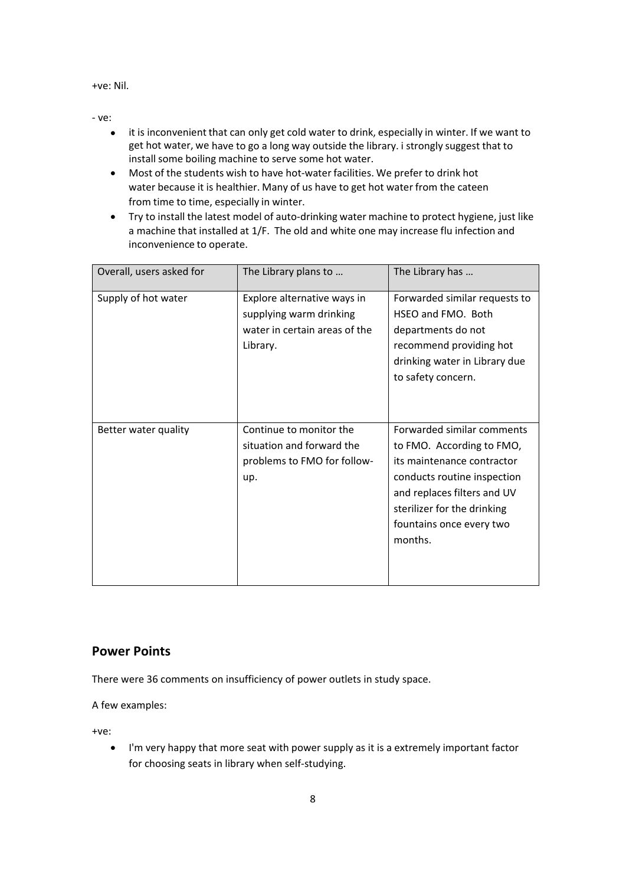+ve: Nil.

- ve:

- it is inconvenient that can only get cold water to drink, especially in winter. If we want to get hot water, we have to go a long way outside the library. i strongly suggest that to install some boiling machine to serve some hot water.
- Most of the students wish to have hot-water facilities. We prefer to drink hot water because it is healthier. Many of us have to get hot water from the cateen from time to time, especially in winter.
- Try to install the latest model of auto-drinking water machine to protect hygiene, just like a machine that installed at 1/F. The old and white one may increase flu infection and inconvenience to operate.

| Overall, users asked for | The Library plans to … | The Library has … |
| --- | --- | --- |
| Supply of hot water | Explore alternative ways in supplying warm drinking water in certain areas of the Library. | Forwarded similar requests to HSEO and FMO. Both departments do not recommend providing hot drinking water in Library due to safety concern. |
| Better water quality | Continue to monitor the situation and forward the problems to FMO for follow-up. | Forwarded similar comments to FMO. According to FMO, its maintenance contractor conducts routine inspection and replaces filters and UV sterilizer for the drinking fountains once every two months. |

## Power Points

There were 36 comments on insufficiency of power outlets in study space.

A few examples:

+ve:

- I'm very happy that more seat with power supply as it is a extremely important factor for choosing seats in library when self-studying.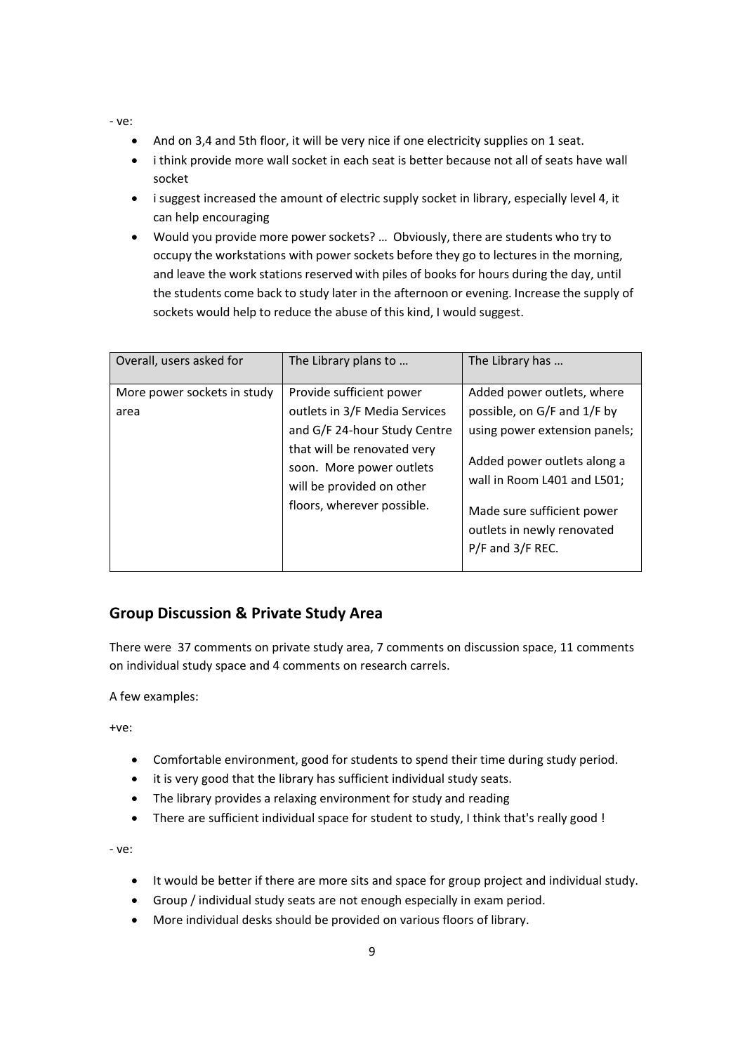- ve:

- And on 3,4 and 5th floor, it will be very nice if one electricity supplies on 1 seat.
- i think provide more wall socket in each seat is better because not all of seats have wall socket
- i suggest increased the amount of electric supply socket in library, especially level 4, it can help encouraging
- Would you provide more power sockets? … Obviously, there are students who try to occupy the workstations with power sockets before they go to lectures in the morning, and leave the work stations reserved with piles of books for hours during the day, until the students come back to study later in the afternoon or evening. Increase the supply of sockets would help to reduce the abuse of this kind, I would suggest.

| Overall, users asked for | The Library plans to … | The Library has … |
| --- | --- | --- |
| More power sockets in study area | Provide sufficient power outlets in 3/F Media Services and G/F 24-hour Study Centre that will be renovated very soon. More power outlets will be provided on other floors, wherever possible. | Added power outlets, where possible, on G/F and 1/F by using power extension panels; Added power outlets along a wall in Room L401 and L501; Made sure sufficient power outlets in newly renovated P/F and 3/F REC. |

## Group Discussion & Private Study Area

There were 37 comments on private study area, 7 comments on discussion space, 11 comments on individual study space and 4 comments on research carrels.

A few examples:

+ve:

- Comfortable environment, good for students to spend their time during study period.
- it is very good that the library has sufficient individual study seats.
- The library provides a relaxing environment for study and reading
- There are sufficient individual space for student to study, I think that's really good !

- ve:

- It would be better if there are more sits and space for group project and individual study.
- Group / individual study seats are not enough especially in exam period.
- More individual desks should be provided on various floors of library.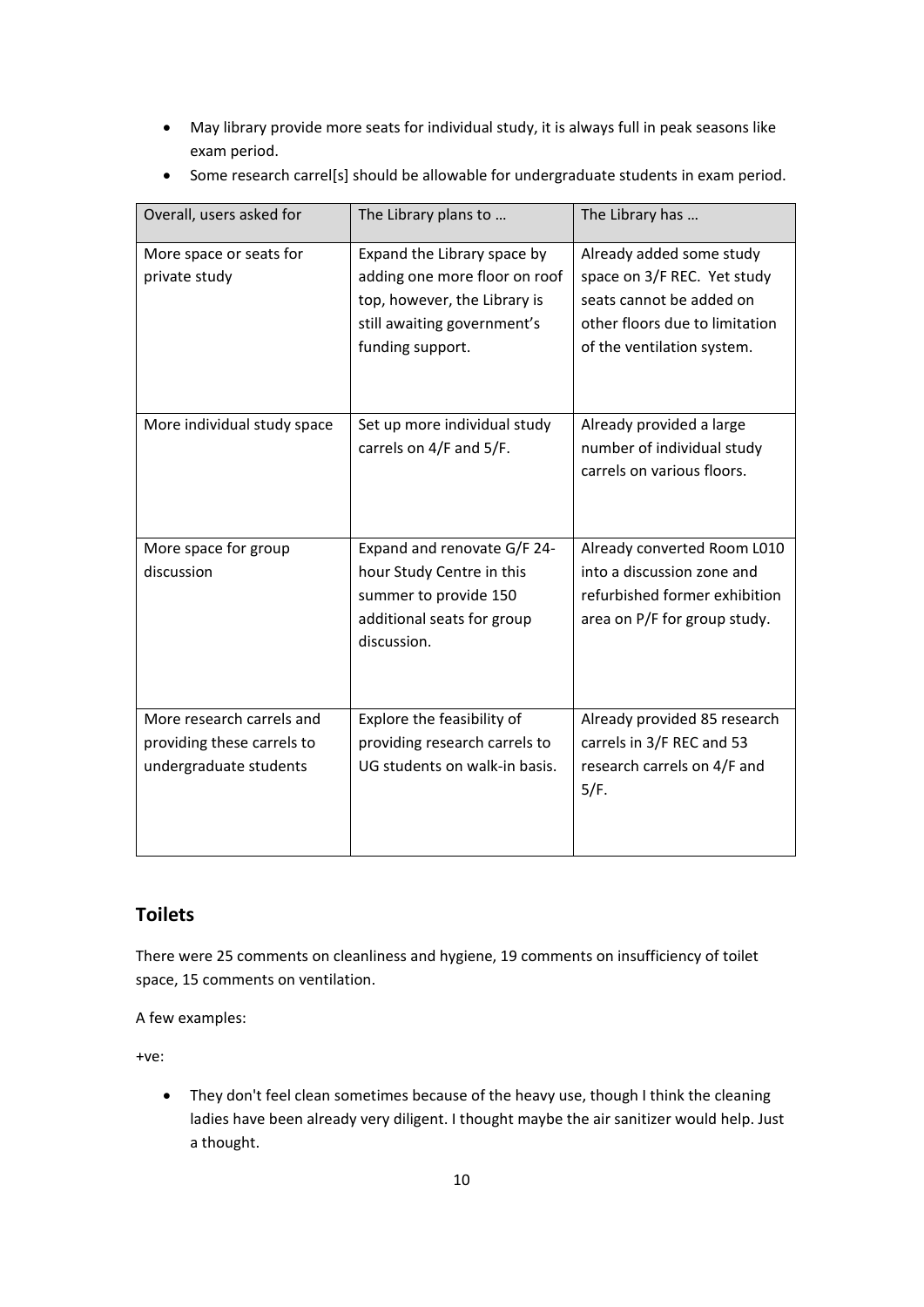- May library provide more seats for individual study, it is always full in peak seasons like exam period.
- Some research carrel[s] should be allowable for undergraduate students in exam period.

| Overall, users asked for | The Library plans to … | The Library has … |
|---|---|---|
| More space or seats for private study | Expand the Library space by adding one more floor on roof top, however, the Library is still awaiting government's funding support. | Already added some study space on 3/F REC. Yet study seats cannot be added on other floors due to limitation of the ventilation system. |
| More individual study space | Set up more individual study carrels on 4/F and 5/F. | Already provided a large number of individual study carrels on various floors. |
| More space for group discussion | Expand and renovate G/F 24-hour Study Centre in this summer to provide 150 additional seats for group discussion. | Already converted Room L010 into a discussion zone and refurbished former exhibition area on P/F for group study. |
| More research carrels and providing these carrels to undergraduate students | Explore the feasibility of providing research carrels to UG students on walk-in basis. | Already provided 85 research carrels in 3/F REC and 53 research carrels on 4/F and 5/F. |

## Toilets

There were 25 comments on cleanliness and hygiene, 19 comments on insufficiency of toilet space, 15 comments on ventilation.

A few examples:

+ve:

- They don't feel clean sometimes because of the heavy use, though I think the cleaning ladies have been already very diligent. I thought maybe the air sanitizer would help. Just a thought.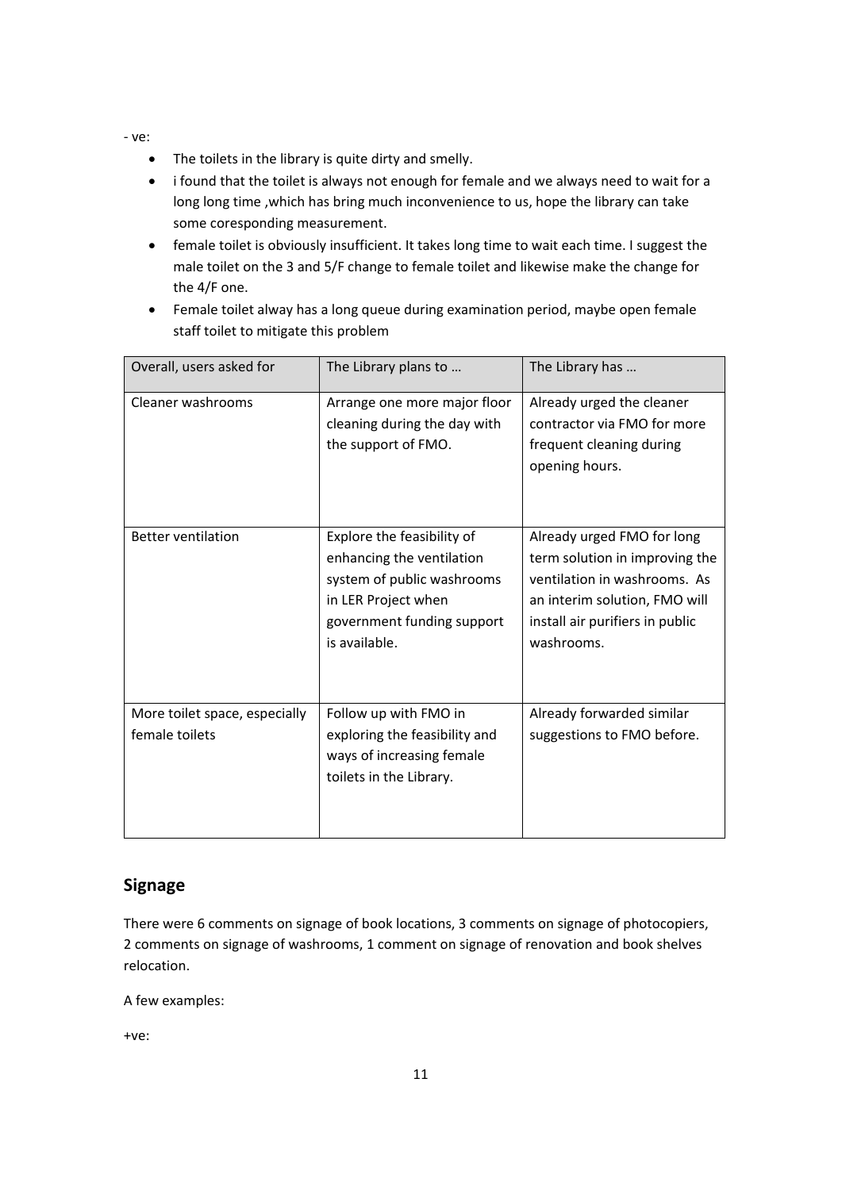- ve:

- The toilets in the library is quite dirty and smelly.
- i found that the toilet is always not enough for female and we always need to wait for a long long time ,which has bring much inconvenience to us, hope the library can take some coresponding measurement.
- female toilet is obviously insufficient. It takes long time to wait each time. I suggest the male toilet on the 3 and 5/F change to female toilet and likewise make the change for the 4/F one.
- Female toilet alway has a long queue during examination period, maybe open female staff toilet to mitigate this problem

| Overall, users asked for | The Library plans to … | The Library has … |
| --- | --- | --- |
| Cleaner washrooms | Arrange one more major floor cleaning during the day with the support of FMO. | Already urged the cleaner contractor via FMO for more frequent cleaning during opening hours. |
| Better ventilation | Explore the feasibility of enhancing the ventilation system of public washrooms in LER Project when government funding support is available. | Already urged FMO for long term solution in improving the ventilation in washrooms. As an interim solution, FMO will install air purifiers in public washrooms. |
| More toilet space, especially female toilets | Follow up with FMO in exploring the feasibility and ways of increasing female toilets in the Library. | Already forwarded similar suggestions to FMO before. |

## Signage

There were 6 comments on signage of book locations, 3 comments on signage of photocopiers, 2 comments on signage of washrooms, 1 comment on signage of renovation and book shelves relocation.

A few examples:

+ve: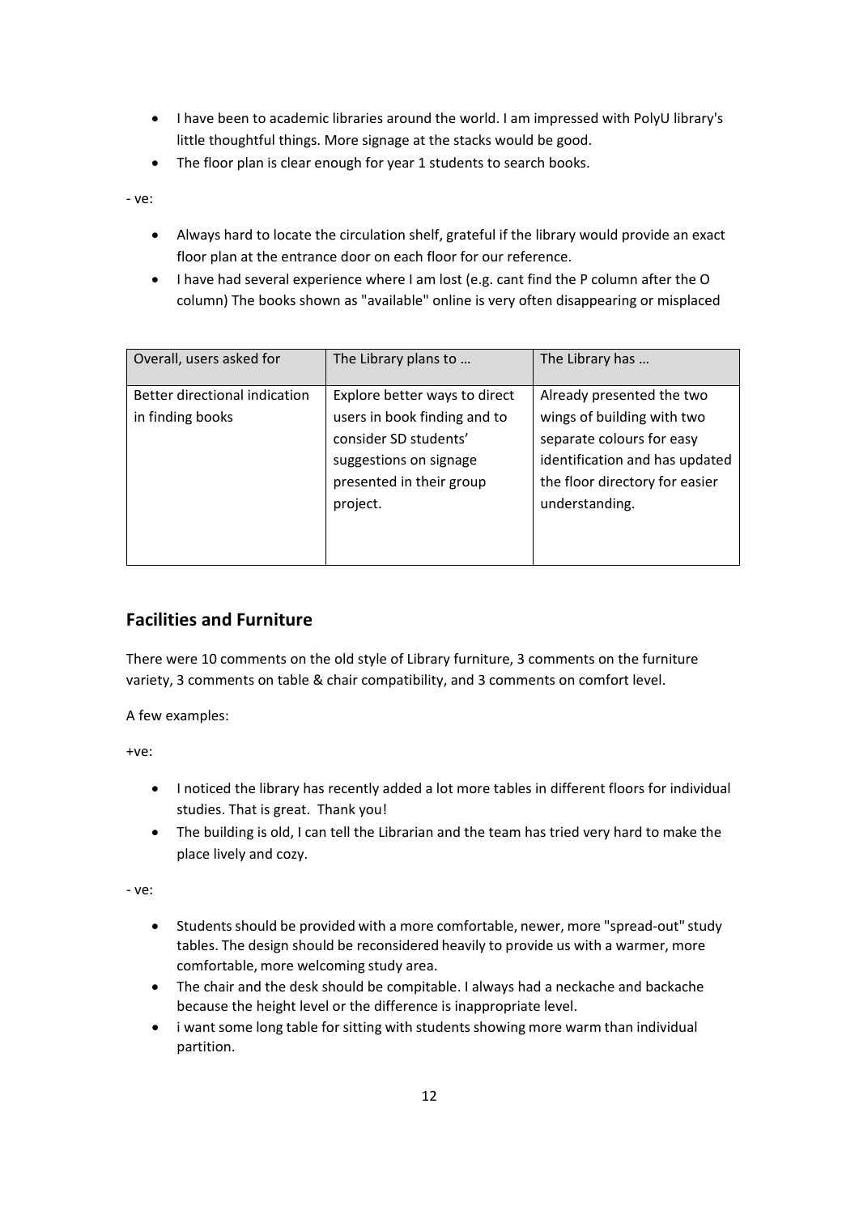- I have been to academic libraries around the world. I am impressed with PolyU library's little thoughtful things. More signage at the stacks would be good.
- The floor plan is clear enough for year 1 students to search books.

- ve:

- Always hard to locate the circulation shelf, grateful if the library would provide an exact floor plan at the entrance door on each floor for our reference.
- I have had several experience where I am lost (e.g. cant find the P column after the O column) The books shown as "available" online is very often disappearing or misplaced

| Overall, users asked for | The Library plans to … | The Library has … |
| --- | --- | --- |
| Better directional indication in finding books | Explore better ways to direct users in book finding and to consider SD students' suggestions on signage presented in their group project. | Already presented the two wings of building with two separate colours for easy identification and has updated the floor directory for easier understanding. |

## Facilities and Furniture

There were 10 comments on the old style of Library furniture, 3 comments on the furniture variety, 3 comments on table & chair compatibility, and 3 comments on comfort level.

A few examples:

+ve:

- I noticed the library has recently added a lot more tables in different floors for individual studies. That is great. Thank you!
- The building is old, I can tell the Librarian and the team has tried very hard to make the place lively and cozy.

- ve:

- Students should be provided with a more comfortable, newer, more "spread-out" study tables. The design should be reconsidered heavily to provide us with a warmer, more comfortable, more welcoming study area.
- The chair and the desk should be compitable. I always had a neckache and backache because the height level or the difference is inappropriate level.
- i want some long table for sitting with students showing more warm than individual partition.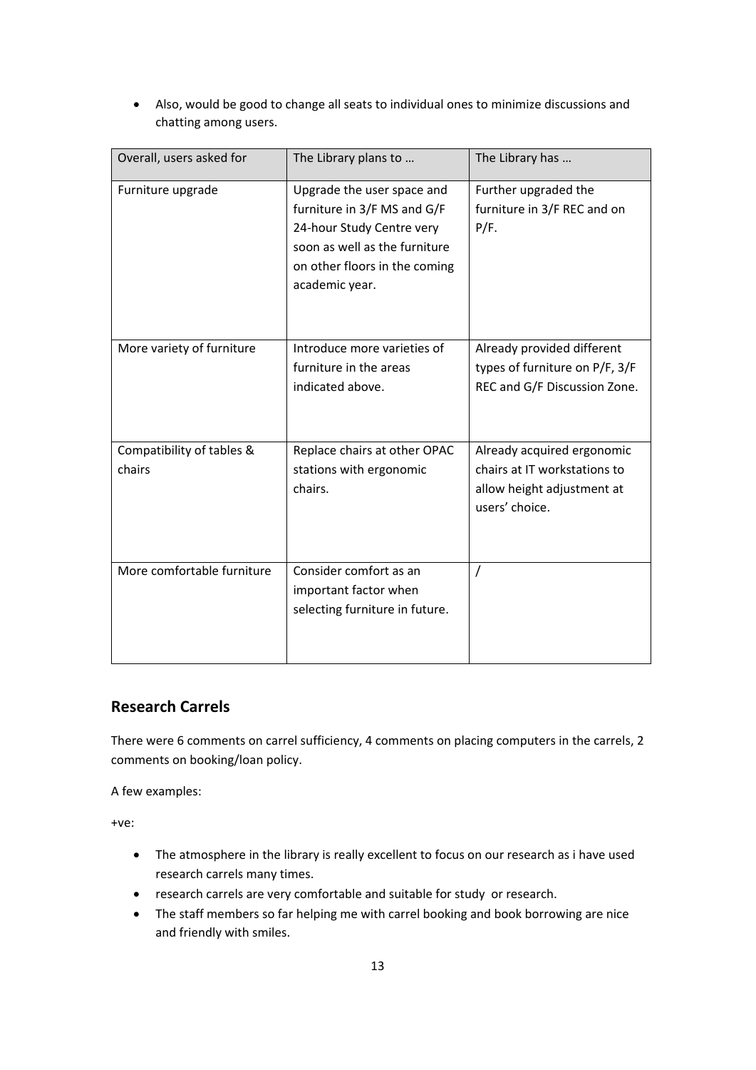- Also, would be good to change all seats to individual ones to minimize discussions and chatting among users.

| Overall, users asked for | The Library plans to … | The Library has … |
| --- | --- | --- |
| Furniture upgrade | Upgrade the user space and furniture in 3/F MS and G/F 24-hour Study Centre very soon as well as the furniture on other floors in the coming academic year. | Further upgraded the furniture in 3/F REC and on P/F. |
| More variety of furniture | Introduce more varieties of furniture in the areas indicated above. | Already provided different types of furniture on P/F, 3/F REC and G/F Discussion Zone. |
| Compatibility of tables & chairs | Replace chairs at other OPAC stations with ergonomic chairs. | Already acquired ergonomic chairs at IT workstations to allow height adjustment at users' choice. |
| More comfortable furniture | Consider comfort as an important factor when selecting furniture in future. | / |

## Research Carrels

There were 6 comments on carrel sufficiency, 4 comments on placing computers in the carrels, 2 comments on booking/loan policy.

A few examples:

+ve:

- The atmosphere in the library is really excellent to focus on our research as i have used research carrels many times.
- research carrels are very comfortable and suitable for study or research.
- The staff members so far helping me with carrel booking and book borrowing are nice and friendly with smiles.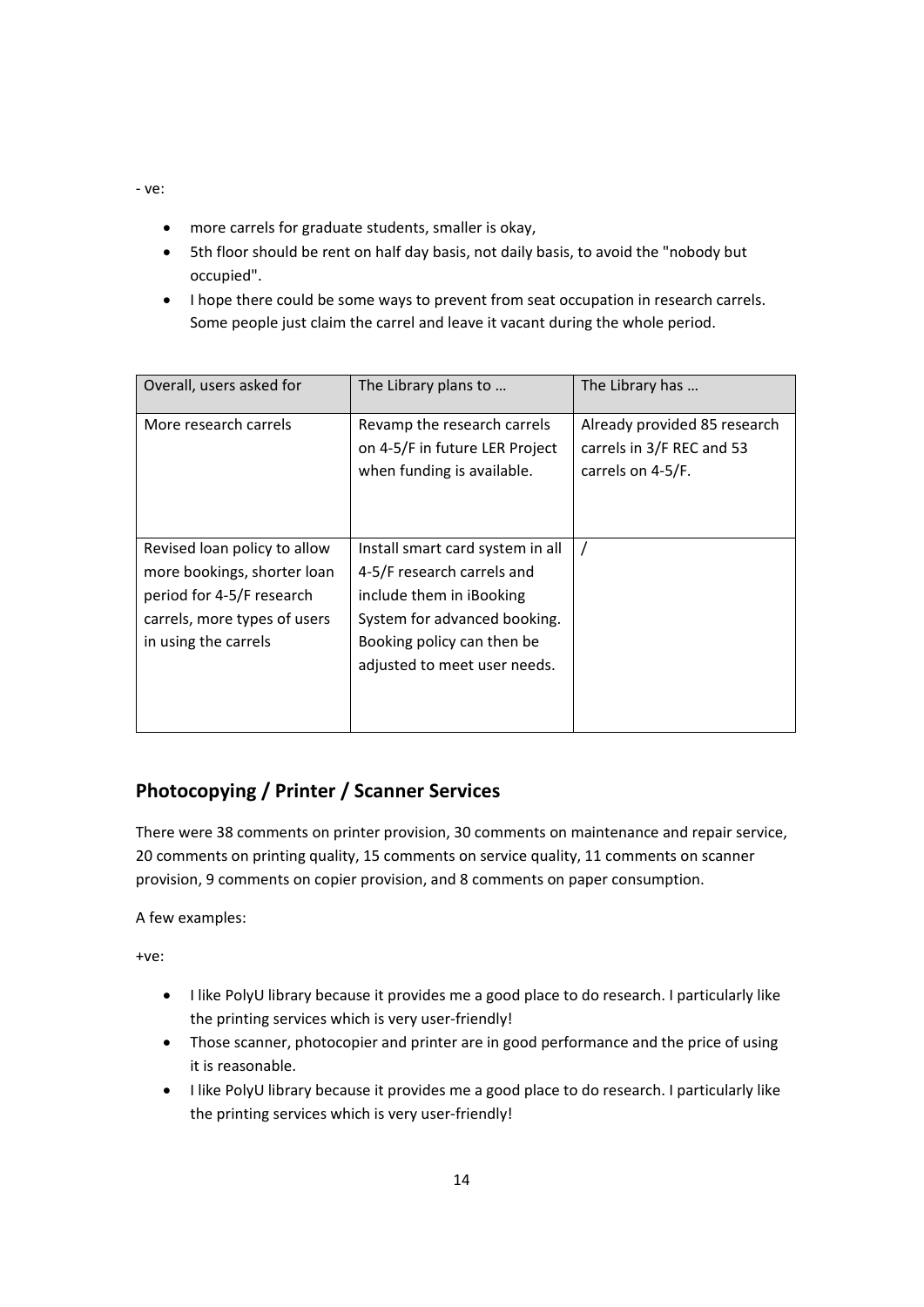- ve:

- more carrels for graduate students, smaller is okay,
- 5th floor should be rent on half day basis, not daily basis, to avoid the "nobody but occupied".
- I hope there could be some ways to prevent from seat occupation in research carrels. Some people just claim the carrel and leave it vacant during the whole period.

| Overall, users asked for | The Library plans to … | The Library has … |
| --- | --- | --- |
| More research carrels | Revamp the research carrels on 4-5/F in future LER Project when funding is available. | Already provided 85 research carrels in 3/F REC and 53 carrels on 4-5/F. |
| Revised loan policy to allow more bookings, shorter loan period for 4-5/F research carrels, more types of users in using the carrels | Install smart card system in all 4-5/F research carrels and include them in iBooking System for advanced booking. Booking policy can then be adjusted to meet user needs. | / |

## Photocopying / Printer / Scanner Services

There were 38 comments on printer provision, 30 comments on maintenance and repair service, 20 comments on printing quality, 15 comments on service quality, 11 comments on scanner provision, 9 comments on copier provision, and 8 comments on paper consumption.

A few examples:

+ve:

- I like PolyU library because it provides me a good place to do research. I particularly like the printing services which is very user-friendly!
- Those scanner, photocopier and printer are in good performance and the price of using it is reasonable.
- I like PolyU library because it provides me a good place to do research. I particularly like the printing services which is very user-friendly!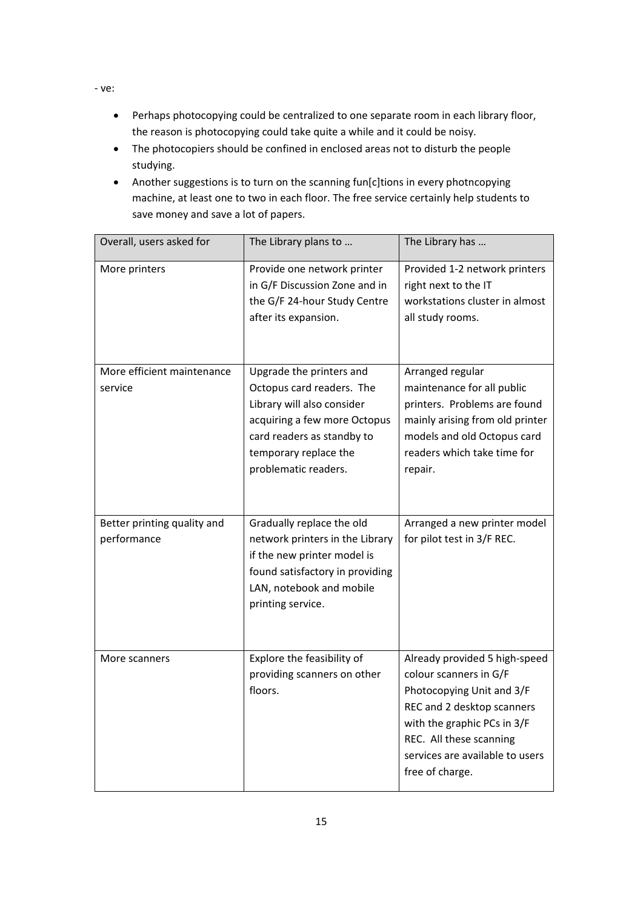- ve:

- Perhaps photocopying could be centralized to one separate room in each library floor, the reason is photocopying could take quite a while and it could be noisy.
- The photocopiers should be confined in enclosed areas not to disturb the people studying.
- Another suggestions is to turn on the scanning fun[c]tions in every photncopying machine, at least one to two in each floor. The free service certainly help students to save money and save a lot of papers.

| Overall, users asked for | The Library plans to … | The Library has … |
| --- | --- | --- |
| More printers | Provide one network printer in G/F Discussion Zone and in the G/F 24-hour Study Centre after its expansion. | Provided 1-2 network printers right next to the IT workstations cluster in almost all study rooms. |
| More efficient maintenance service | Upgrade the printers and Octopus card readers. The Library will also consider acquiring a few more Octopus card readers as standby to temporary replace the problematic readers. | Arranged regular maintenance for all public printers. Problems are found mainly arising from old printer models and old Octopus card readers which take time for repair. |
| Better printing quality and performance | Gradually replace the old network printers in the Library if the new printer model is found satisfactory in providing LAN, notebook and mobile printing service. | Arranged a new printer model for pilot test in 3/F REC. |
| More scanners | Explore the feasibility of providing scanners on other floors. | Already provided 5 high-speed colour scanners in G/F Photocopying Unit and 3/F REC and 2 desktop scanners with the graphic PCs in 3/F REC. All these scanning services are available to users free of charge. |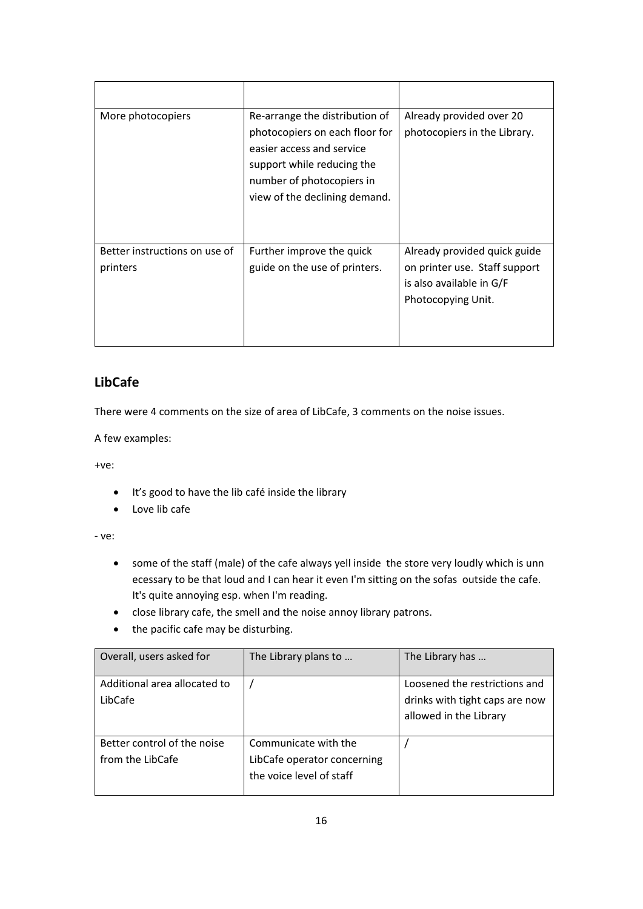| | | |
|---|---|---|
| More photocopiers | Re-arrange the distribution of photocopiers on each floor for easier access and service support while reducing the number of photocopiers in view of the declining demand. | Already provided over 20 photocopiers in the Library. |
| Better instructions on use of printers | Further improve the quick guide on the use of printers. | Already provided quick guide on printer use. Staff support is also available in G/F Photocopying Unit. |

## LibCafe

There were 4 comments on the size of area of LibCafe, 3 comments on the noise issues.

A few examples:

+ve:

- It's good to have the lib café inside the library
- Love lib cafe

- ve:

- some of the staff (male) of the cafe always yell inside the store very loudly which is unn ecessary to be that loud and I can hear it even I'm sitting on the sofas outside the cafe. It's quite annoying esp. when I'm reading.
- close library cafe, the smell and the noise annoy library patrons.
- the pacific cafe may be disturbing.

| Overall, users asked for | The Library plans to … | The Library has … |
|---|---|---|
| Additional area allocated to LibCafe | / | Loosened the restrictions and drinks with tight caps are now allowed in the Library |
| Better control of the noise from the LibCafe | Communicate with the LibCafe operator concerning the voice level of staff | / |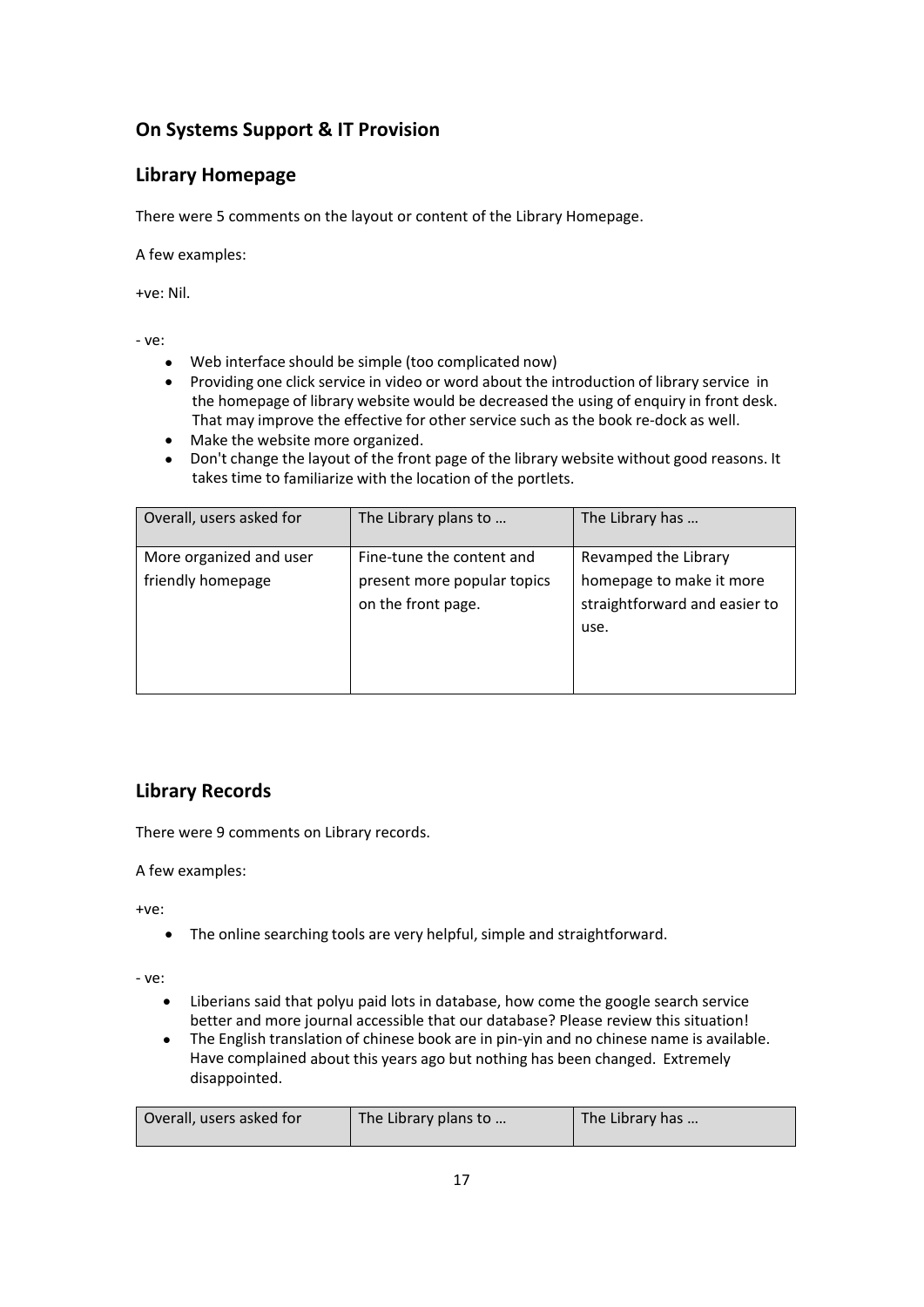## On Systems Support & IT Provision

## Library Homepage

There were 5 comments on the layout or content of the Library Homepage.

A few examples:

+ve: Nil.

- ve:

- Web interface should be simple (too complicated now)
- Providing one click service in video or word about the introduction of library service in the homepage of library website would be decreased the using of enquiry in front desk. That may improve the effective for other service such as the book re-dock as well.
- Make the website more organized.
- Don't change the layout of the front page of the library website without good reasons. It takes time to familiarize with the location of the portlets.

| Overall, users asked for | The Library plans to … | The Library has … |
|---|---|---|
| More organized and user friendly homepage | Fine-tune the content and present more popular topics on the front page. | Revamped the Library homepage to make it more straightforward and easier to use. |

## Library Records

There were 9 comments on Library records.

A few examples:

+ve:

- The online searching tools are very helpful, simple and straightforward.

- ve:

- Liberians said that polyu paid lots in database, how come the google search service better and more journal accessible that our database? Please review this situation!
- The English translation of chinese book are in pin-yin and no chinese name is available. Have complained about this years ago but nothing has been changed. Extremely disappointed.

| Overall, users asked for | The Library plans to … | The Library has … |
|---|---|---|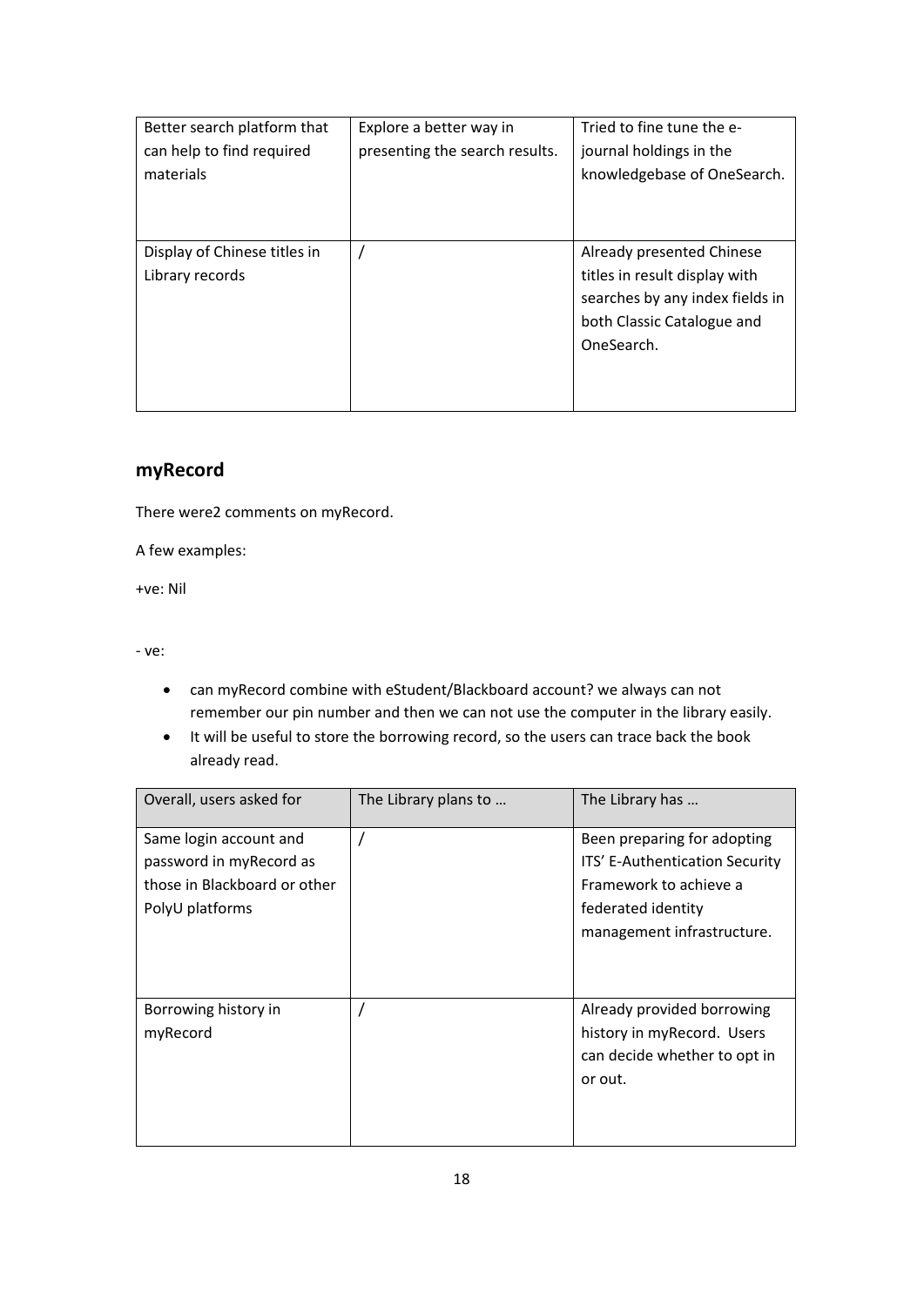| Better search platform that can help to find required materials | Explore a better way in presenting the search results. | Tried to fine tune the e-journal holdings in the knowledgebase of OneSearch. |
|---|---|---|
| Display of Chinese titles in Library records | / | Already presented Chinese titles in result display with searches by any index fields in both Classic Catalogue and OneSearch. |

## myRecord

There were2 comments on myRecord.

A few examples:

+ve: Nil

- ve:

- can myRecord combine with eStudent/Blackboard account? we always can not remember our pin number and then we can not use the computer in the library easily.
- It will be useful to store the borrowing record, so the users can trace back the book already read.

| Overall, users asked for | The Library plans to … | The Library has … |
|---|---|---|
| Same login account and password in myRecord as those in Blackboard or other PolyU platforms | / | Been preparing for adopting ITS' E-Authentication Security Framework to achieve a federated identity management infrastructure. |
| Borrowing history in myRecord | / | Already provided borrowing history in myRecord. Users can decide whether to opt in or out. |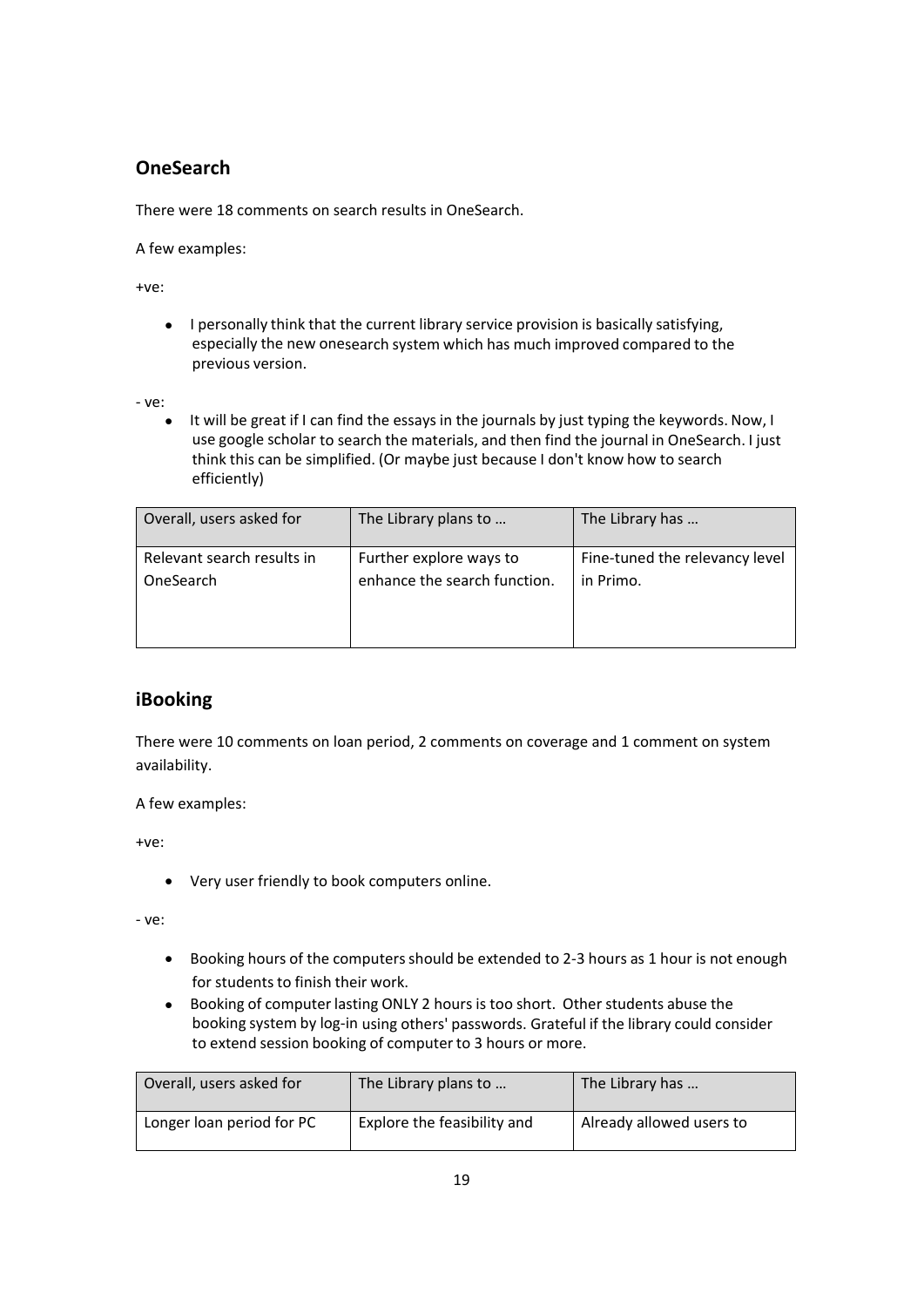## OneSearch

There were 18 comments on search results in OneSearch.

A few examples:

+ve:

- I personally think that the current library service provision is basically satisfying, especially the new onesearch system which has much improved compared to the previous version.

- ve:

- It will be great if I can find the essays in the journals by just typing the keywords. Now, I use google scholar to search the materials, and then find the journal in OneSearch. I just think this can be simplified. (Or maybe just because I don't know how to search efficiently)

| Overall, users asked for | The Library plans to … | The Library has … |
|---|---|---|
| Relevant search results in OneSearch | Further explore ways to enhance the search function. | Fine-tuned the relevancy level in Primo. |

## iBooking

There were 10 comments on loan period, 2 comments on coverage and 1 comment on system availability.

A few examples:

+ve:

- Very user friendly to book computers online.

- ve:

- Booking hours of the computers should be extended to 2-3 hours as 1 hour is not enough for students to finish their work.
- Booking of computer lasting ONLY 2 hours is too short. Other students abuse the booking system by log-in using others' passwords. Grateful if the library could consider to extend session booking of computer to 3 hours or more.

| Overall, users asked for | The Library plans to … | The Library has … |
|---|---|---|
| Longer loan period for PC | Explore the feasibility and | Already allowed users to |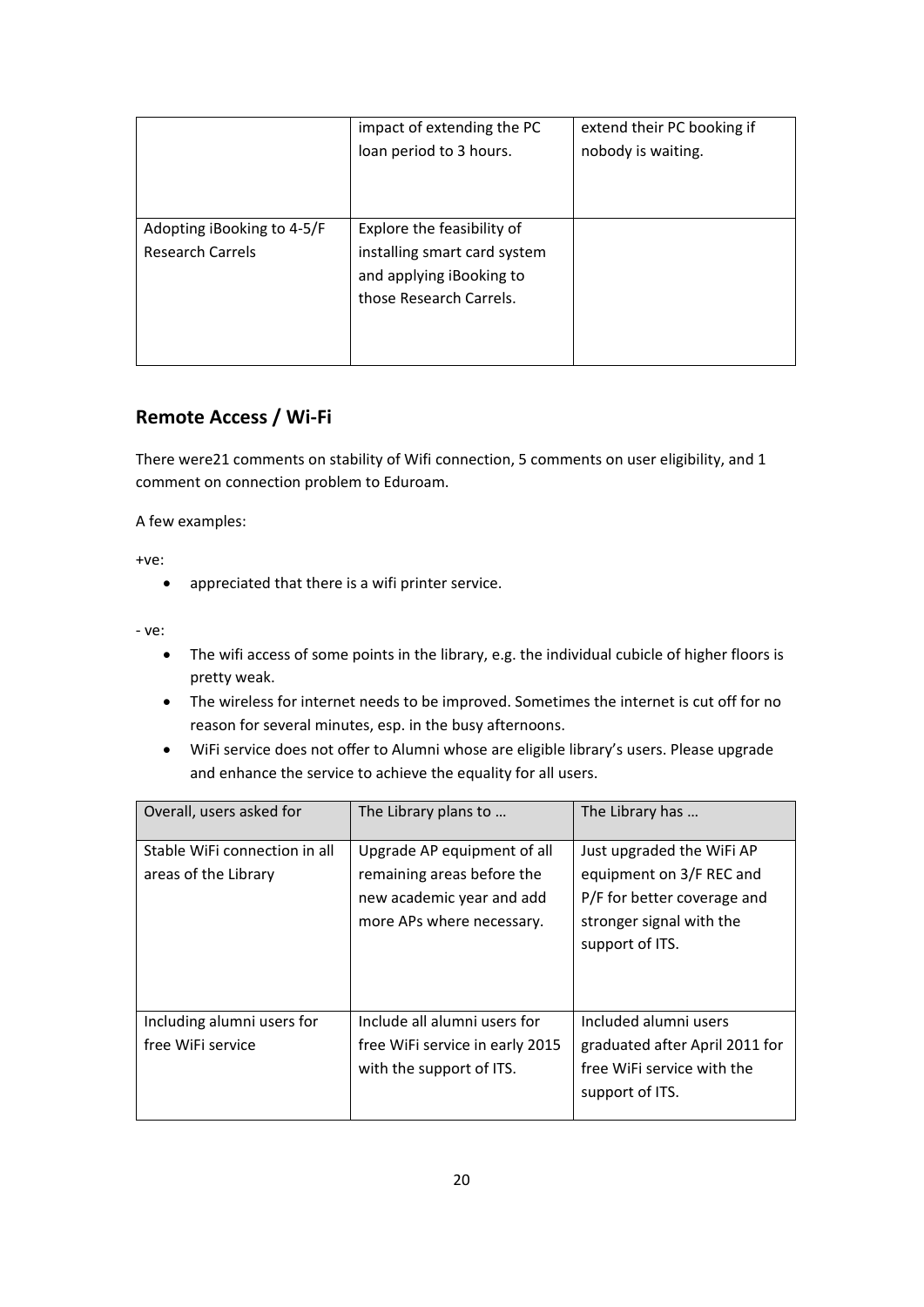| | impact of extending the PC loan period to 3 hours. | extend their PC booking if nobody is waiting. |
|---|---|---|
| Adopting iBooking to 4-5/F Research Carrels | Explore the feasibility of installing smart card system and applying iBooking to those Research Carrels. | |

## Remote Access / Wi-Fi

There were21 comments on stability of Wifi connection, 5 comments on user eligibility, and 1 comment on connection problem to Eduroam.

A few examples:

+ve:

- appreciated that there is a wifi printer service.

- ve:

- The wifi access of some points in the library, e.g. the individual cubicle of higher floors is pretty weak.
- The wireless for internet needs to be improved. Sometimes the internet is cut off for no reason for several minutes, esp. in the busy afternoons.
- WiFi service does not offer to Alumni whose are eligible library's users. Please upgrade and enhance the service to achieve the equality for all users.

| Overall, users asked for | The Library plans to … | The Library has … |
|---|---|---|
| Stable WiFi connection in all areas of the Library | Upgrade AP equipment of all remaining areas before the new academic year and add more APs where necessary. | Just upgraded the WiFi AP equipment on 3/F REC and P/F for better coverage and stronger signal with the support of ITS. |
| Including alumni users for free WiFi service | Include all alumni users for free WiFi service in early 2015 with the support of ITS. | Included alumni users graduated after April 2011 for free WiFi service with the support of ITS. |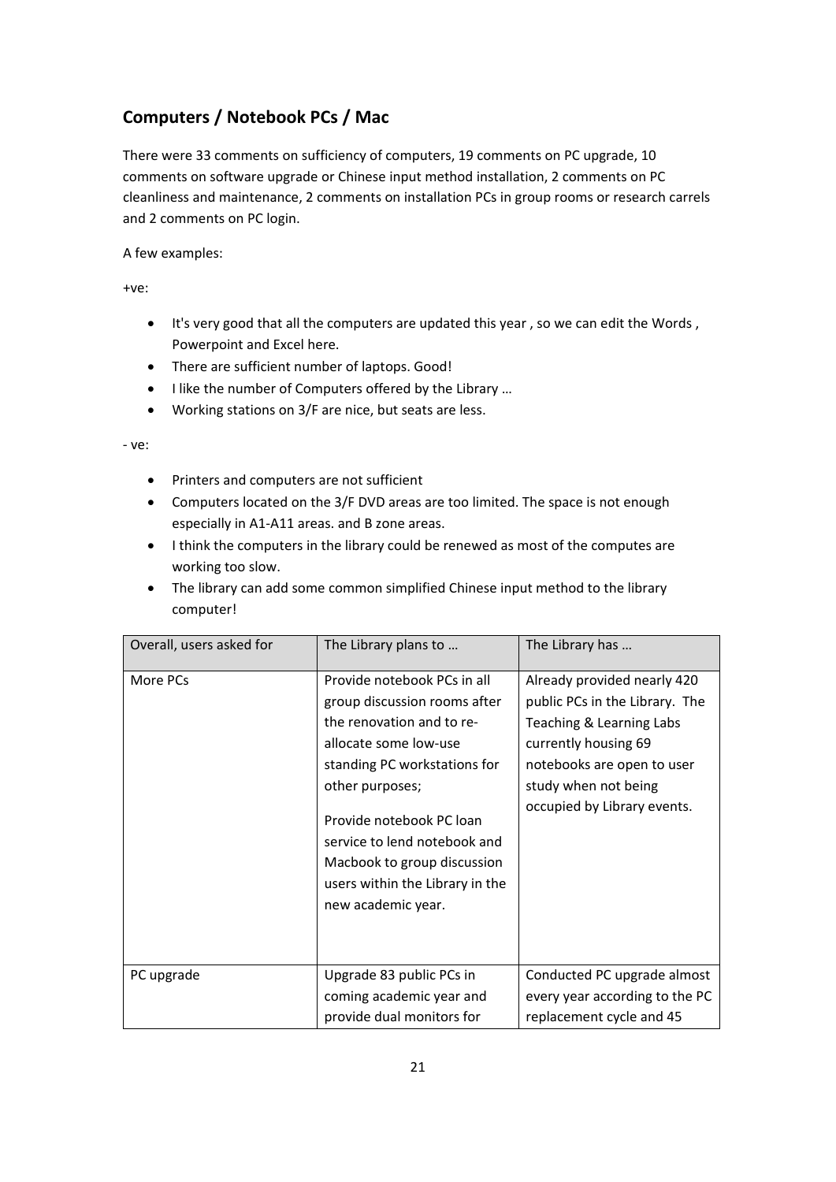## Computers / Notebook PCs / Mac

There were 33 comments on sufficiency of computers, 19 comments on PC upgrade, 10 comments on software upgrade or Chinese input method installation, 2 comments on PC cleanliness and maintenance, 2 comments on installation PCs in group rooms or research carrels and 2 comments on PC login.

A few examples:

+ve:

- It's very good that all the computers are updated this year , so we can edit the Words , Powerpoint and Excel here.
- There are sufficient number of laptops. Good!
- I like the number of Computers offered by the Library …
- Working stations on 3/F are nice, but seats are less.

- ve:

- Printers and computers are not sufficient
- Computers located on the 3/F DVD areas are too limited. The space is not enough especially in A1-A11 areas. and B zone areas.
- I think the computers in the library could be renewed as most of the computes are working too slow.
- The library can add some common simplified Chinese input method to the library computer!

| Overall, users asked for | The Library plans to … | The Library has … |
|---|---|---|
| More PCs | Provide notebook PCs in all group discussion rooms after the renovation and to re-allocate some low-use standing PC workstations for other purposes;<br><br>Provide notebook PC loan service to lend notebook and Macbook to group discussion users within the Library in the new academic year. | Already provided nearly 420 public PCs in the Library. The Teaching & Learning Labs currently housing 69 notebooks are open to user study when not being occupied by Library events. |
| PC upgrade | Upgrade 83 public PCs in coming academic year and provide dual monitors for | Conducted PC upgrade almost every year according to the PC replacement cycle and 45 |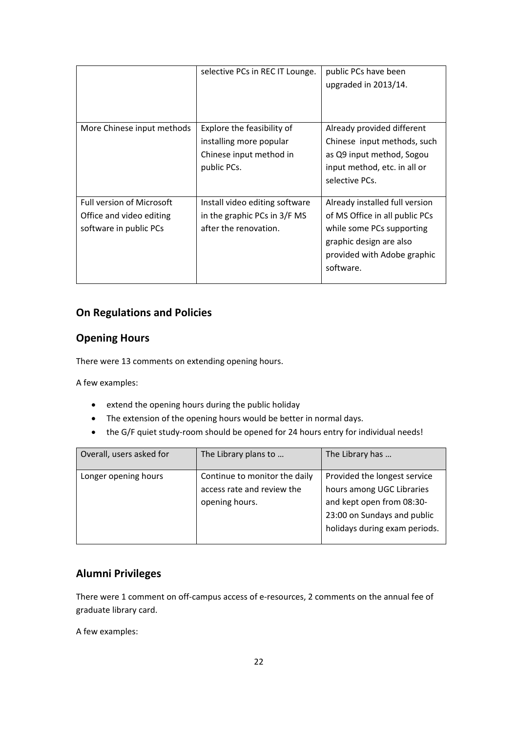|  | selective PCs in REC IT Lounge. | public PCs have been upgraded in 2013/14. |
| --- | --- | --- |
| More Chinese input methods | Explore the feasibility of installing more popular Chinese input method in public PCs. | Already provided different Chinese input methods, such as Q9 input method, Sogou input method, etc. in all or selective PCs. |
| Full version of Microsoft Office and video editing software in public PCs | Install video editing software in the graphic PCs in 3/F MS after the renovation. | Already installed full version of MS Office in all public PCs while some PCs supporting graphic design are also provided with Adobe graphic software. |

## On Regulations and Policies

## Opening Hours

There were 13 comments on extending opening hours.

A few examples:

- extend the opening hours during the public holiday
- The extension of the opening hours would be better in normal days.
- the G/F quiet study-room should be opened for 24 hours entry for individual needs!

| Overall, users asked for | The Library plans to … | The Library has … |
| --- | --- | --- |
| Longer opening hours | Continue to monitor the daily access rate and review the opening hours. | Provided the longest service hours among UGC Libraries and kept open from 08:30-23:00 on Sundays and public holidays during exam periods. |

## Alumni Privileges

There were 1 comment on off-campus access of e-resources, 2 comments on the annual fee of graduate library card.

A few examples: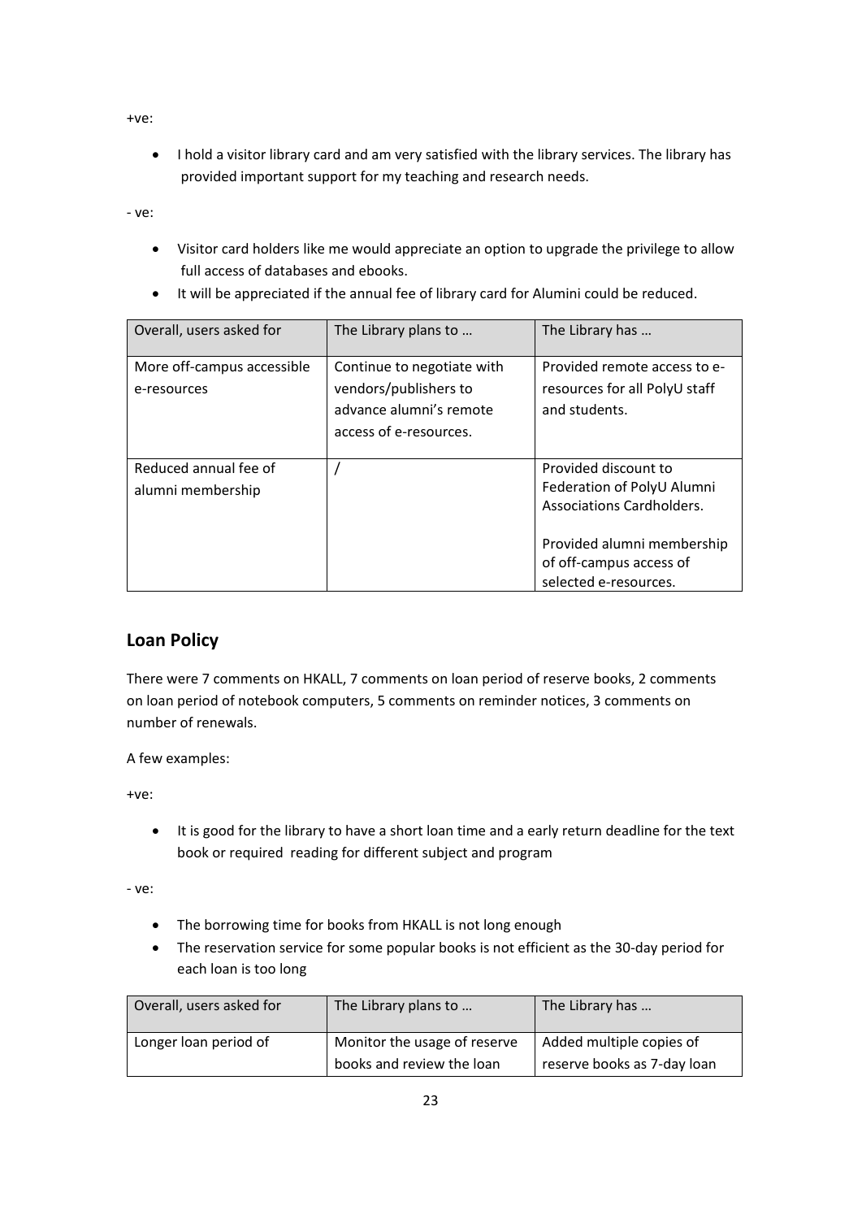+ve:

- I hold a visitor library card and am very satisfied with the library services. The library has provided important support for my teaching and research needs.

- ve:

- Visitor card holders like me would appreciate an option to upgrade the privilege to allow full access of databases and ebooks.
- It will be appreciated if the annual fee of library card for Alumini could be reduced.

| Overall, users asked for | The Library plans to … | The Library has … |
|---|---|---|
| More off-campus accessible e-resources | Continue to negotiate with vendors/publishers to advance alumni's remote access of e-resources. | Provided remote access to e-resources for all PolyU staff and students. |
| Reduced annual fee of alumni membership | / | Provided discount to Federation of PolyU Alumni Associations Cardholders.<br><br>Provided alumni membership of off-campus access of selected e-resources. |

## Loan Policy

There were 7 comments on HKALL, 7 comments on loan period of reserve books, 2 comments on loan period of notebook computers, 5 comments on reminder notices, 3 comments on number of renewals.

A few examples:

+ve:

- It is good for the library to have a short loan time and a early return deadline for the text book or required reading for different subject and program

- ve:

- The borrowing time for books from HKALL is not long enough
- The reservation service for some popular books is not efficient as the 30-day period for each loan is too long

| Overall, users asked for | The Library plans to … | The Library has … |
|---|---|---|
| Longer loan period of | Monitor the usage of reserve books and review the loan | Added multiple copies of reserve books as 7-day loan |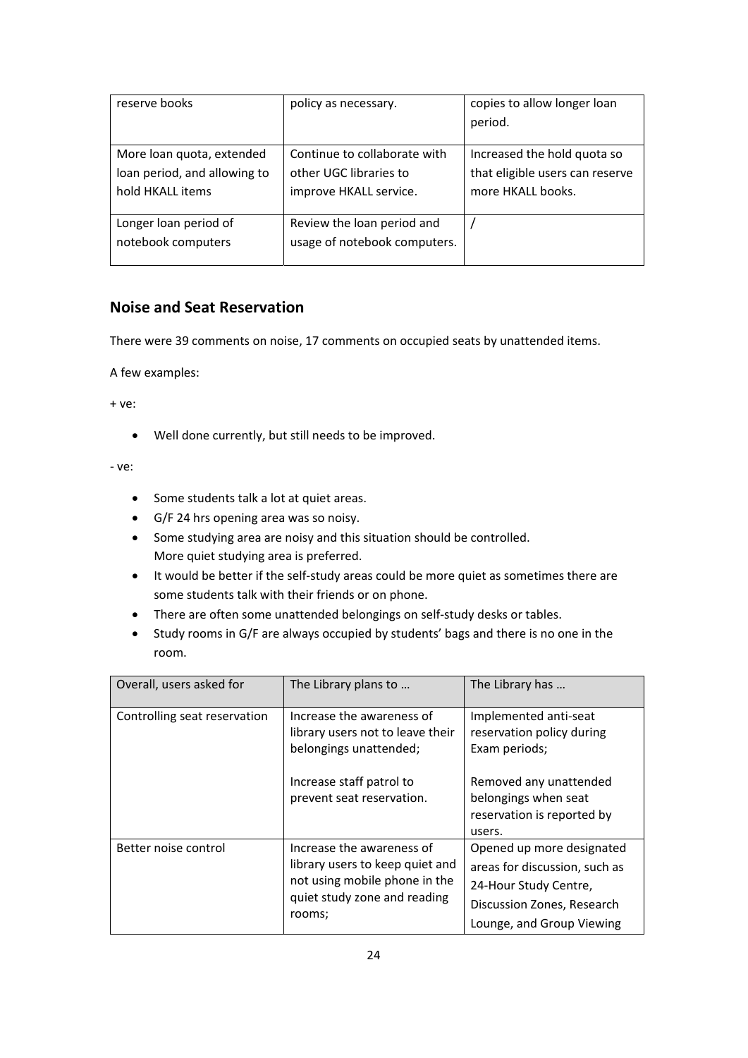| reserve books | policy as necessary. | copies to allow longer loan period. |
| --- | --- | --- |
| More loan quota, extended loan period, and allowing to hold HKALL items | Continue to collaborate with other UGC libraries to improve HKALL service. | Increased the hold quota so that eligible users can reserve more HKALL books. |
| Longer loan period of notebook computers | Review the loan period and usage of notebook computers. | / |

## Noise and Seat Reservation

There were 39 comments on noise, 17 comments on occupied seats by unattended items.

A few examples:

+ ve:

- Well done currently, but still needs to be improved.

- ve:

- Some students talk a lot at quiet areas.
- G/F 24 hrs opening area was so noisy.
- Some studying area are noisy and this situation should be controlled. More quiet studying area is preferred.
- It would be better if the self-study areas could be more quiet as sometimes there are some students talk with their friends or on phone.
- There are often some unattended belongings on self-study desks or tables.
- Study rooms in G/F are always occupied by students' bags and there is no one in the room.

| Overall, users asked for | The Library plans to … | The Library has … |
| --- | --- | --- |
| Controlling seat reservation | Increase the awareness of library users not to leave their belongings unattended;<br><br>Increase staff patrol to prevent seat reservation. | Implemented anti-seat reservation policy during Exam periods;<br><br>Removed any unattended belongings when seat reservation is reported by users. |
| Better noise control | Increase the awareness of library users to keep quiet and not using mobile phone in the quiet study zone and reading rooms; | Opened up more designated areas for discussion, such as 24-Hour Study Centre, Discussion Zones, Research Lounge, and Group Viewing |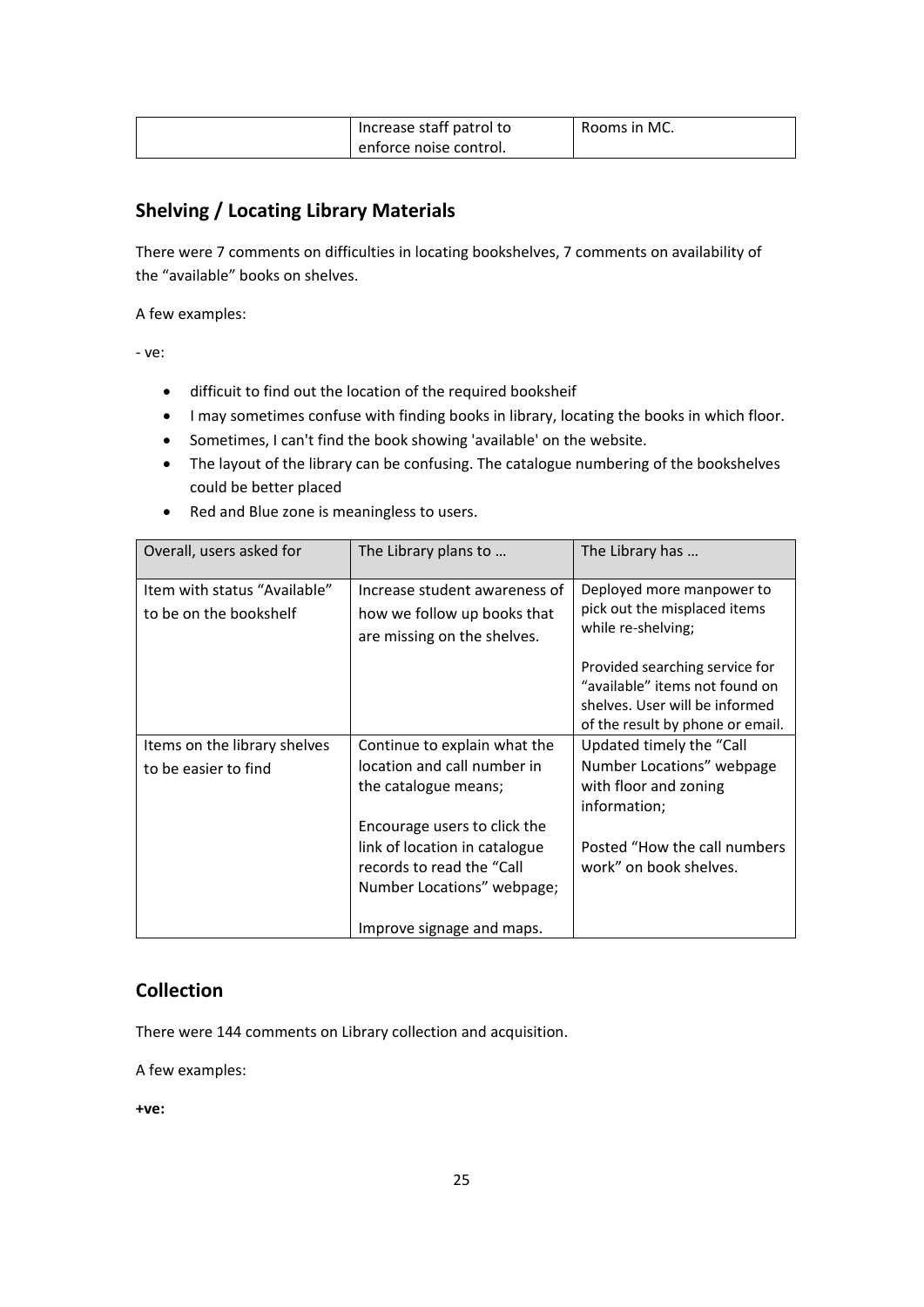| | Increase staff patrol to enforce noise control. | Rooms in MC. |
|---|---|---|

## Shelving / Locating Library Materials

There were 7 comments on difficulties in locating bookshelves, 7 comments on availability of the “available” books on shelves.

A few examples:

- ve:

- difficuit to find out the location of the required booksheif
- I may sometimes confuse with finding books in library, locating the books in which floor.
- Sometimes, I can't find the book showing 'available' on the website.
- The layout of the library can be confusing. The catalogue numbering of the bookshelves could be better placed
- Red and Blue zone is meaningless to users.

| Overall, users asked for | The Library plans to … | The Library has … |
|---|---|---|
| Item with status “Available” to be on the bookshelf | Increase student awareness of how we follow up books that are missing on the shelves. | Deployed more manpower to pick out the misplaced items while re-shelving;<br><br>Provided searching service for “available” items not found on shelves. User will be informed of the result by phone or email. |
| Items on the library shelves to be easier to find | Continue to explain what the location and call number in the catalogue means;<br><br>Encourage users to click the link of location in catalogue records to read the “Call Number Locations” webpage;<br><br>Improve signage and maps. | Updated timely the “Call Number Locations” webpage with floor and zoning information;<br><br>Posted “How the call numbers work” on book shelves. |

## Collection

There were 144 comments on Library collection and acquisition.

A few examples:

**+ve:**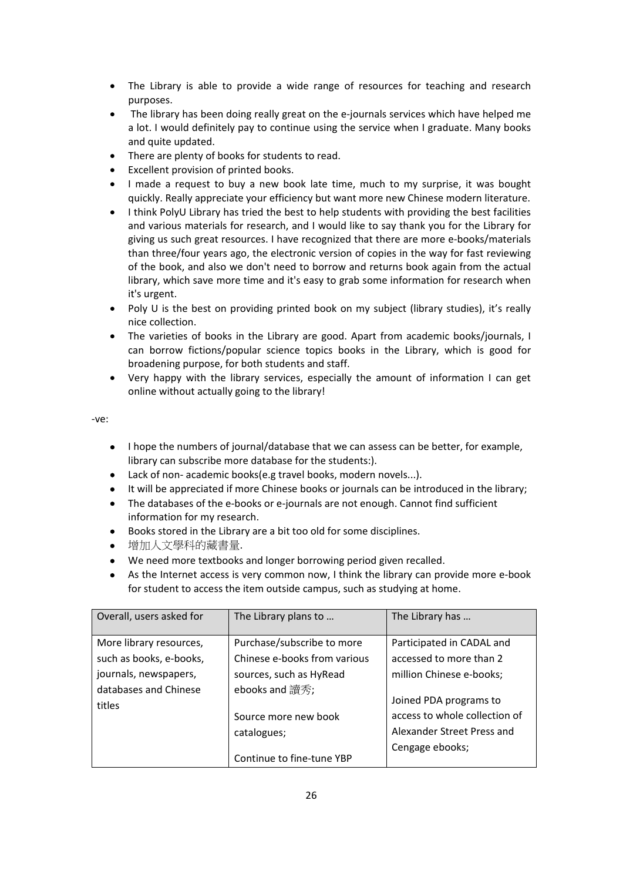- The Library is able to provide a wide range of resources for teaching and research purposes.
- The library has been doing really great on the e-journals services which have helped me a lot. I would definitely pay to continue using the service when I graduate. Many books and quite updated.
- There are plenty of books for students to read.
- Excellent provision of printed books.
- I made a request to buy a new book late time, much to my surprise, it was bought quickly. Really appreciate your efficiency but want more new Chinese modern literature.
- I think PolyU Library has tried the best to help students with providing the best facilities and various materials for research, and I would like to say thank you for the Library for giving us such great resources. I have recognized that there are more e-books/materials than three/four years ago, the electronic version of copies in the way for fast reviewing of the book, and also we don't need to borrow and returns book again from the actual library, which save more time and it's easy to grab some information for research when it's urgent.
- Poly U is the best on providing printed book on my subject (library studies), it's really nice collection.
- The varieties of books in the Library are good. Apart from academic books/journals, I can borrow fictions/popular science topics books in the Library, which is good for broadening purpose, for both students and staff.
- Very happy with the library services, especially the amount of information I can get online without actually going to the library!

-ve:

- I hope the numbers of journal/database that we can assess can be better, for example, library can subscribe more database for the students:).
- Lack of non- academic books(e.g travel books, modern novels...).
- It will be appreciated if more Chinese books or journals can be introduced in the library;
- The databases of the e-books or e-journals are not enough. Cannot find sufficient information for my research.
- Books stored in the Library are a bit too old for some disciplines.
- 增加人文學科的藏書量.
- We need more textbooks and longer borrowing period given recalled.
- As the Internet access is very common now, I think the library can provide more e-book for student to access the item outside campus, such as studying at home.

| Overall, users asked for | The Library plans to … | The Library has … |
|---|---|---|
| More library resources, such as books, e-books, journals, newspapers, databases and Chinese titles | Purchase/subscribe to more Chinese e-books from various sources, such as HyRead ebooks and 讀秀;<br><br>Source more new book catalogues;<br><br>Continue to fine-tune YBP | Participated in CADAL and accessed to more than 2 million Chinese e-books;<br><br>Joined PDA programs to access to whole collection of Alexander Street Press and Cengage ebooks; |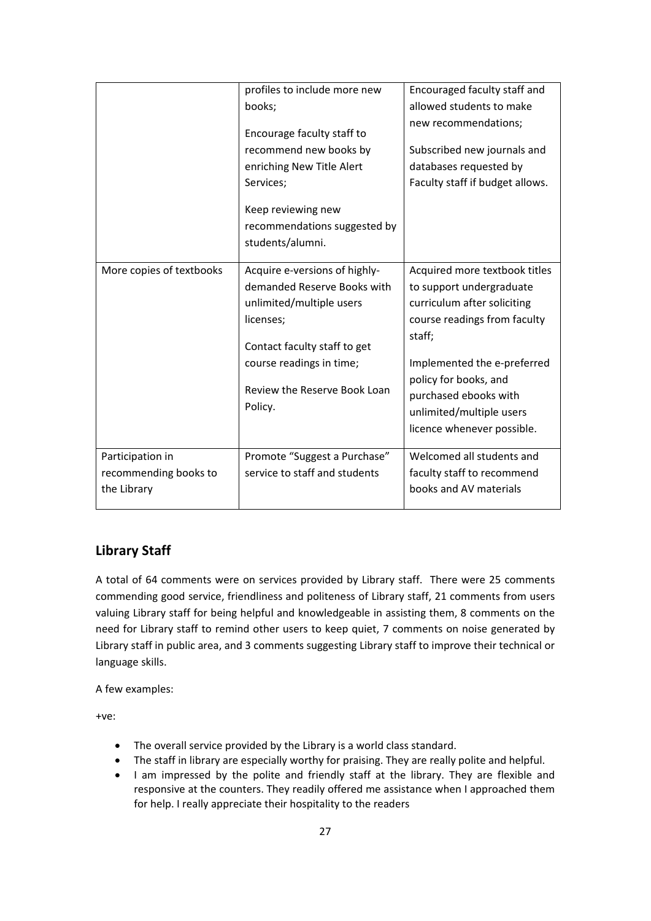| | | |
|---|---|---|
| | profiles to include more new books;<br><br>Encourage faculty staff to recommend new books by enriching New Title Alert Services;<br><br>Keep reviewing new recommendations suggested by students/alumni. | Encouraged faculty staff and allowed students to make new recommendations;<br><br>Subscribed new journals and databases requested by Faculty staff if budget allows. |
| More copies of textbooks | Acquire e-versions of highly-demanded Reserve Books with unlimited/multiple users licenses;<br><br>Contact faculty staff to get course readings in time;<br><br>Review the Reserve Book Loan Policy. | Acquired more textbook titles to support undergraduate curriculum after soliciting course readings from faculty staff;<br><br>Implemented the e-preferred policy for books, and purchased ebooks with unlimited/multiple users licence whenever possible. |
| Participation in recommending books to the Library | Promote "Suggest a Purchase" service to staff and students | Welcomed all students and faculty staff to recommend books and AV materials |

## Library Staff

A total of 64 comments were on services provided by Library staff. There were 25 comments commending good service, friendliness and politeness of Library staff, 21 comments from users valuing Library staff for being helpful and knowledgeable in assisting them, 8 comments on the need for Library staff to remind other users to keep quiet, 7 comments on noise generated by Library staff in public area, and 3 comments suggesting Library staff to improve their technical or language skills.

A few examples:

+ve:

- The overall service provided by the Library is a world class standard.
- The staff in library are especially worthy for praising. They are really polite and helpful.
- I am impressed by the polite and friendly staff at the library. They are flexible and responsive at the counters. They readily offered me assistance when I approached them for help. I really appreciate their hospitality to the readers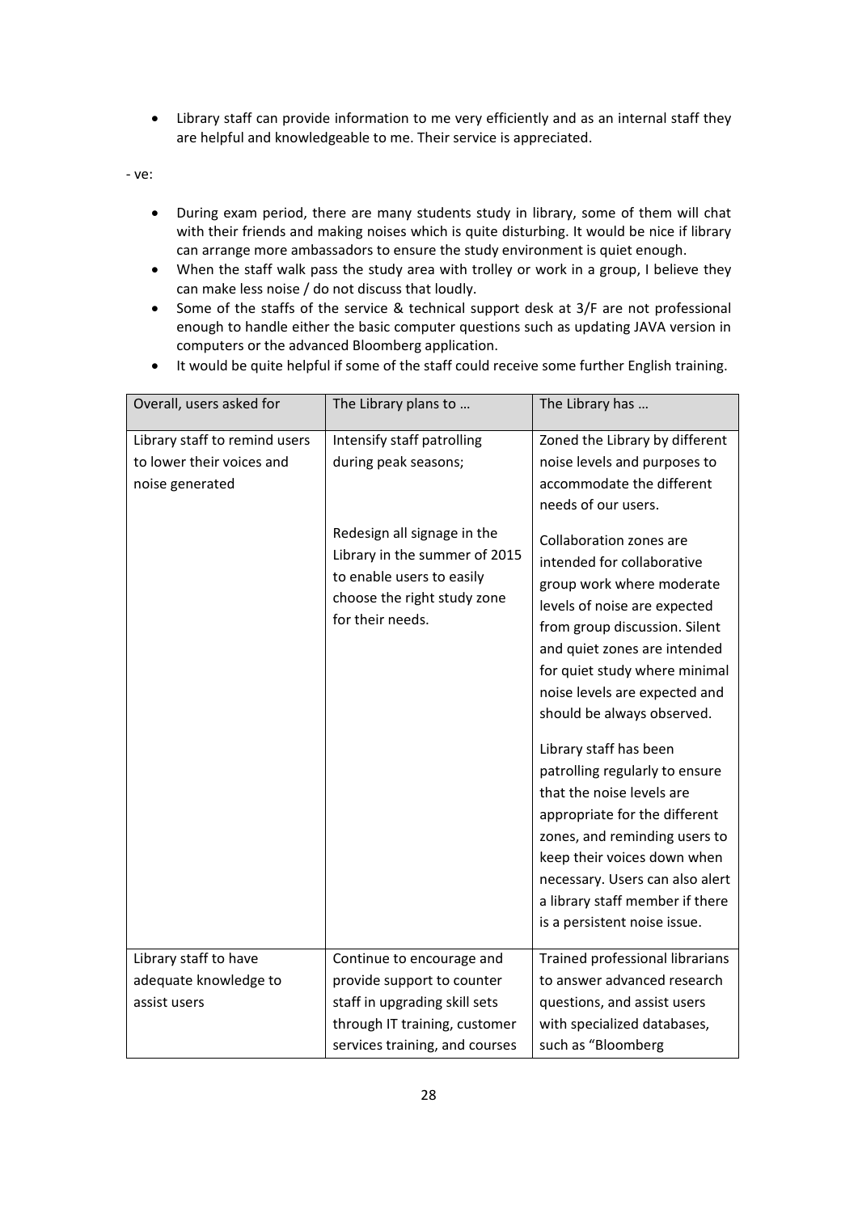- Library staff can provide information to me very efficiently and as an internal staff they are helpful and knowledgeable to me. Their service is appreciated.

- ve:

- During exam period, there are many students study in library, some of them will chat with their friends and making noises which is quite disturbing. It would be nice if library can arrange more ambassadors to ensure the study environment is quiet enough.
- When the staff walk pass the study area with trolley or work in a group, I believe they can make less noise / do not discuss that loudly.
- Some of the staffs of the service & technical support desk at 3/F are not professional enough to handle either the basic computer questions such as updating JAVA version in computers or the advanced Bloomberg application.
- It would be quite helpful if some of the staff could receive some further English training.

| Overall, users asked for | The Library plans to … | The Library has … |
|---|---|---|
| Library staff to remind users to lower their voices and noise generated | Intensify staff patrolling during peak seasons;<br><br>Redesign all signage in the Library in the summer of 2015 to enable users to easily choose the right study zone for their needs. | Zoned the Library by different noise levels and purposes to accommodate the different needs of our users.<br><br>Collaboration zones are intended for collaborative group work where moderate levels of noise are expected from group discussion. Silent and quiet zones are intended for quiet study where minimal noise levels are expected and should be always observed.<br><br>Library staff has been patrolling regularly to ensure that the noise levels are appropriate for the different zones, and reminding users to keep their voices down when necessary. Users can also alert a library staff member if there is a persistent noise issue. |
| Library staff to have adequate knowledge to assist users | Continue to encourage and provide support to counter staff in upgrading skill sets through IT training, customer services training, and courses | Trained professional librarians to answer advanced research questions, and assist users with specialized databases, such as "Bloomberg |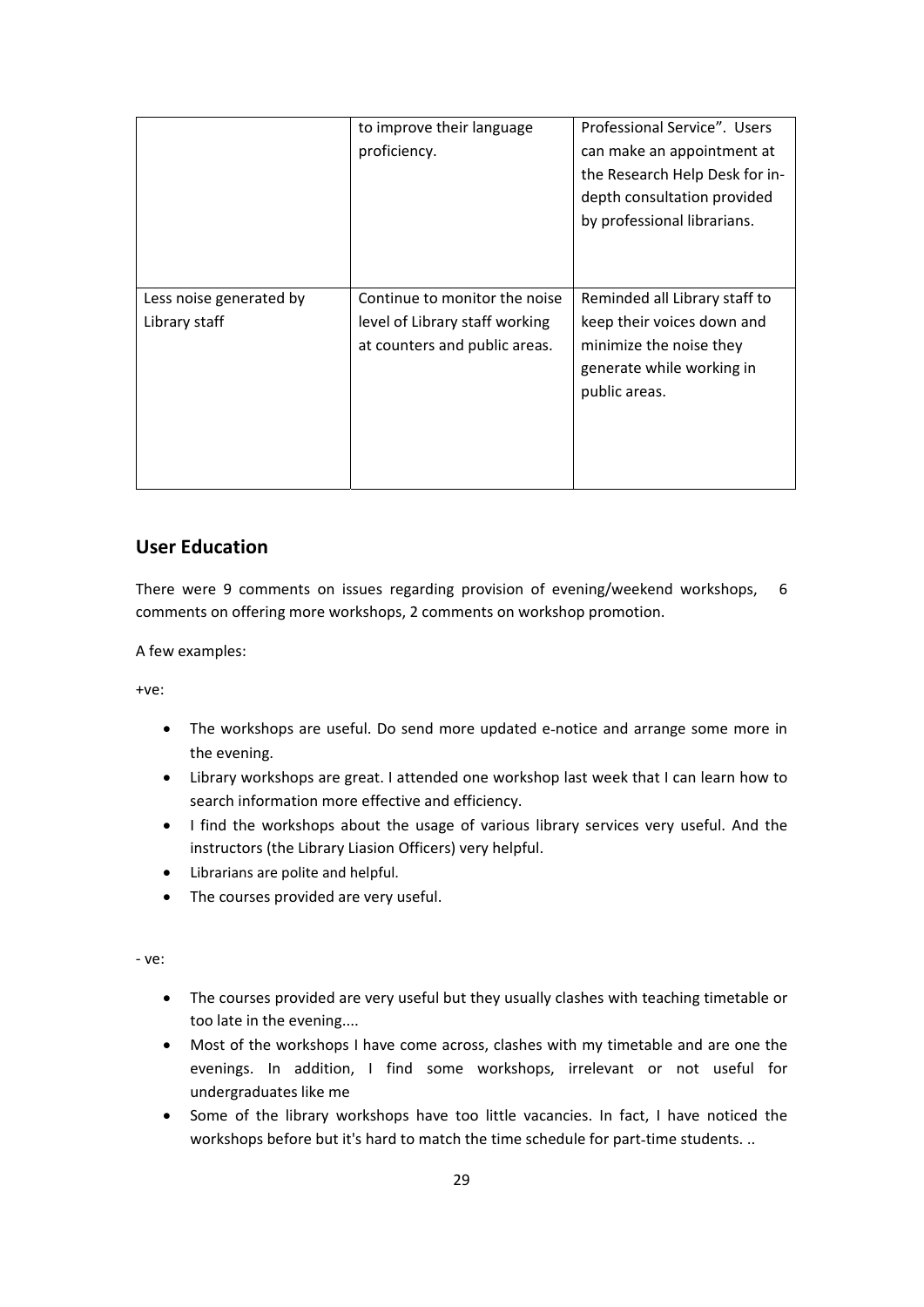|  | to improve their language proficiency. | Professional Service". Users can make an appointment at the Research Help Desk for in-depth consultation provided by professional librarians. |
| --- | --- | --- |
| Less noise generated by Library staff | Continue to monitor the noise level of Library staff working at counters and public areas. | Reminded all Library staff to keep their voices down and minimize the noise they generate while working in public areas. |

## User Education

There were 9 comments on issues regarding provision of evening/weekend workshops, 6 comments on offering more workshops, 2 comments on workshop promotion.

A few examples:

+ve:

- The workshops are useful. Do send more updated e-notice and arrange some more in the evening.
- Library workshops are great. I attended one workshop last week that I can learn how to search information more effective and efficiency.
- I find the workshops about the usage of various library services very useful. And the instructors (the Library Liasion Officers) very helpful.
- Librarians are polite and helpful.
- The courses provided are very useful.

- ve:

- The courses provided are very useful but they usually clashes with teaching timetable or too late in the evening....
- Most of the workshops I have come across, clashes with my timetable and are one the evenings. In addition, I find some workshops, irrelevant or not useful for undergraduates like me
- Some of the library workshops have too little vacancies. In fact, I have noticed the workshops before but it's hard to match the time schedule for part-time students. ..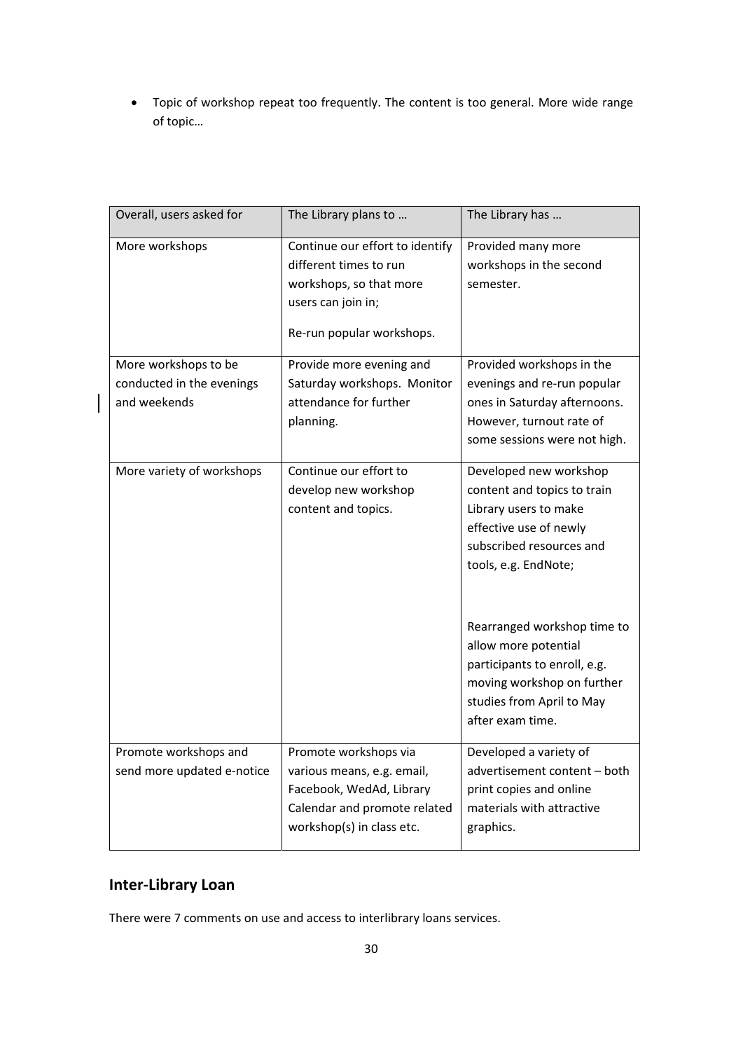- Topic of workshop repeat too frequently. The content is too general. More wide range of topic…

| Overall, users asked for | The Library plans to … | The Library has … |
|---|---|---|
| More workshops | Continue our effort to identify different times to run workshops, so that more users can join in;<br><br>Re-run popular workshops. | Provided many more workshops in the second semester. |
| More workshops to be conducted in the evenings and weekends | Provide more evening and Saturday workshops. Monitor attendance for further planning. | Provided workshops in the evenings and re-run popular ones in Saturday afternoons. However, turnout rate of some sessions were not high. |
| More variety of workshops | Continue our effort to develop new workshop content and topics. | Developed new workshop content and topics to train Library users to make effective use of newly subscribed resources and tools, e.g. EndNote;<br><br>Rearranged workshop time to allow more potential participants to enroll, e.g. moving workshop on further studies from April to May after exam time. |
| Promote workshops and send more updated e-notice | Promote workshops via various means, e.g. email, Facebook, WedAd, Library Calendar and promote related workshop(s) in class etc. | Developed a variety of advertisement content – both print copies and online materials with attractive graphics. |

## Inter-Library Loan

There were 7 comments on use and access to interlibrary loans services.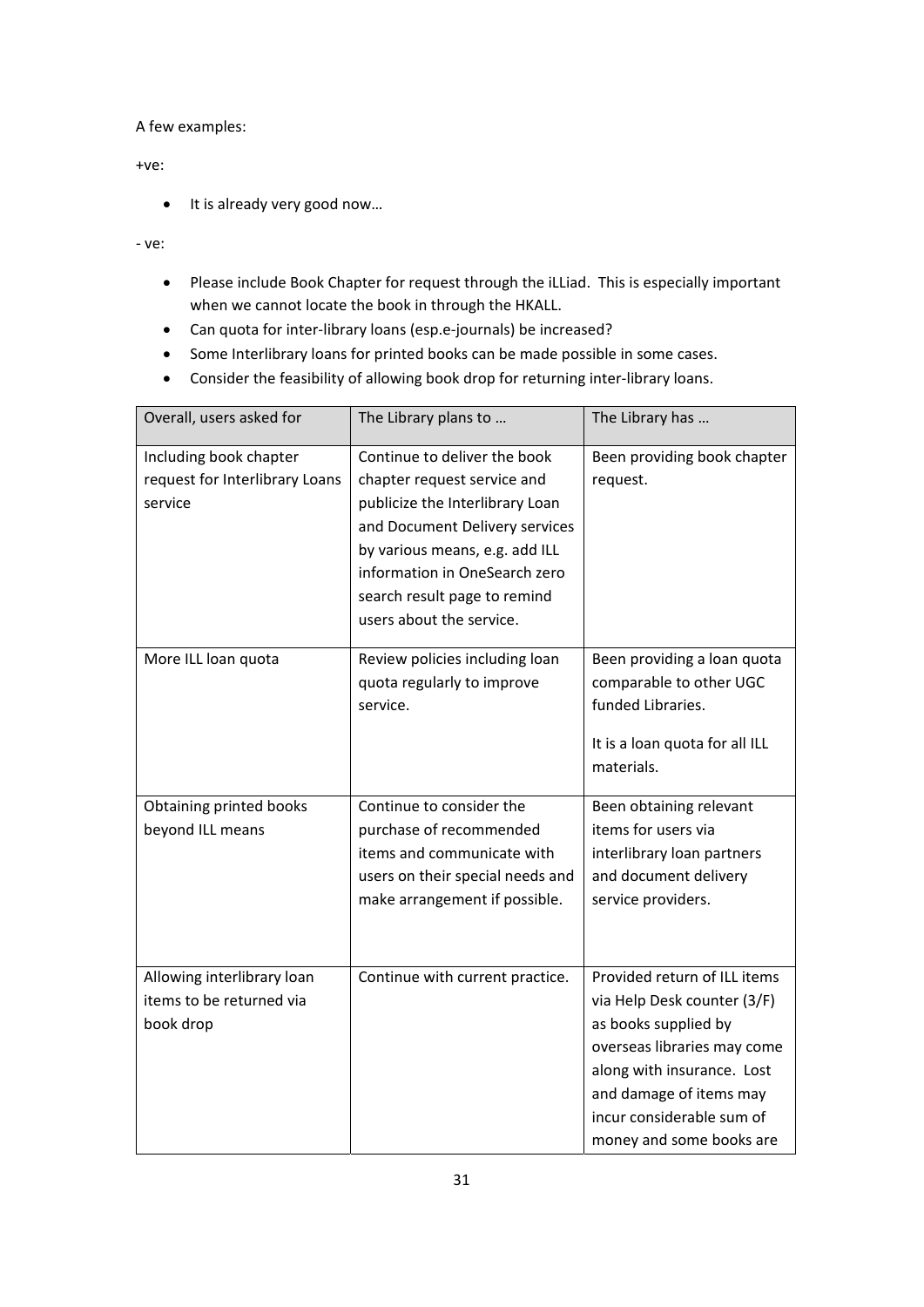A few examples:

+ve:

- It is already very good now…

- ve:

- Please include Book Chapter for request through the iLLiad. This is especially important when we cannot locate the book in through the HKALL.
- Can quota for inter-library loans (esp.e-journals) be increased?
- Some Interlibrary loans for printed books can be made possible in some cases.
- Consider the feasibility of allowing book drop for returning inter-library loans.

| Overall, users asked for | The Library plans to … | The Library has … |
|---|---|---|
| Including book chapter request for Interlibrary Loans service | Continue to deliver the book chapter request service and publicize the Interlibrary Loan and Document Delivery services by various means, e.g. add ILL information in OneSearch zero search result page to remind users about the service. | Been providing book chapter request. |
| More ILL loan quota | Review policies including loan quota regularly to improve service. | Been providing a loan quota comparable to other UGC funded Libraries.<br><br>It is a loan quota for all ILL materials. |
| Obtaining printed books beyond ILL means | Continue to consider the purchase of recommended items and communicate with users on their special needs and make arrangement if possible. | Been obtaining relevant items for users via interlibrary loan partners and document delivery service providers. |
| Allowing interlibrary loan items to be returned via book drop | Continue with current practice. | Provided return of ILL items via Help Desk counter (3/F) as books supplied by overseas libraries may come along with insurance. Lost and damage of items may incur considerable sum of money and some books are |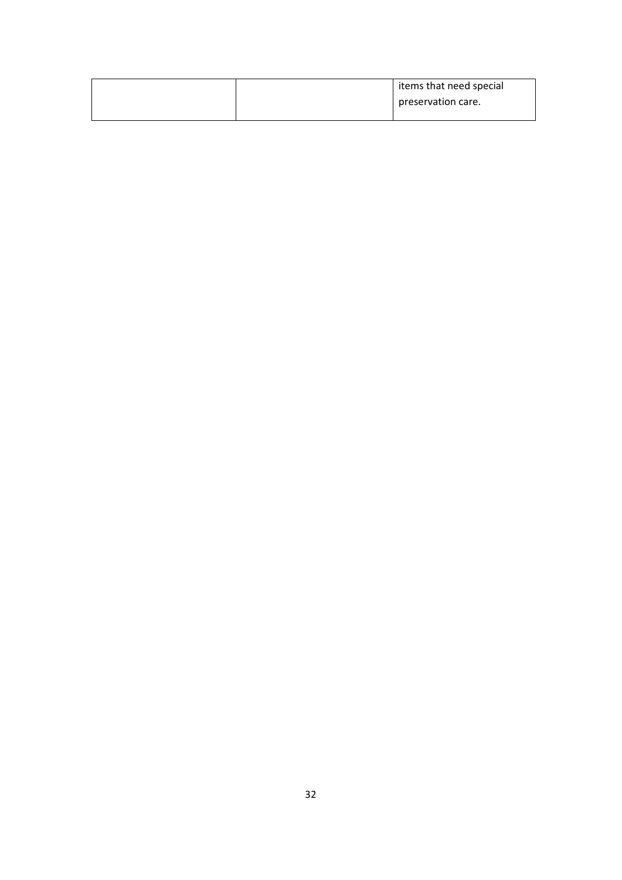| | | |
|---|---|---|
| | | items that need special preservation care. |